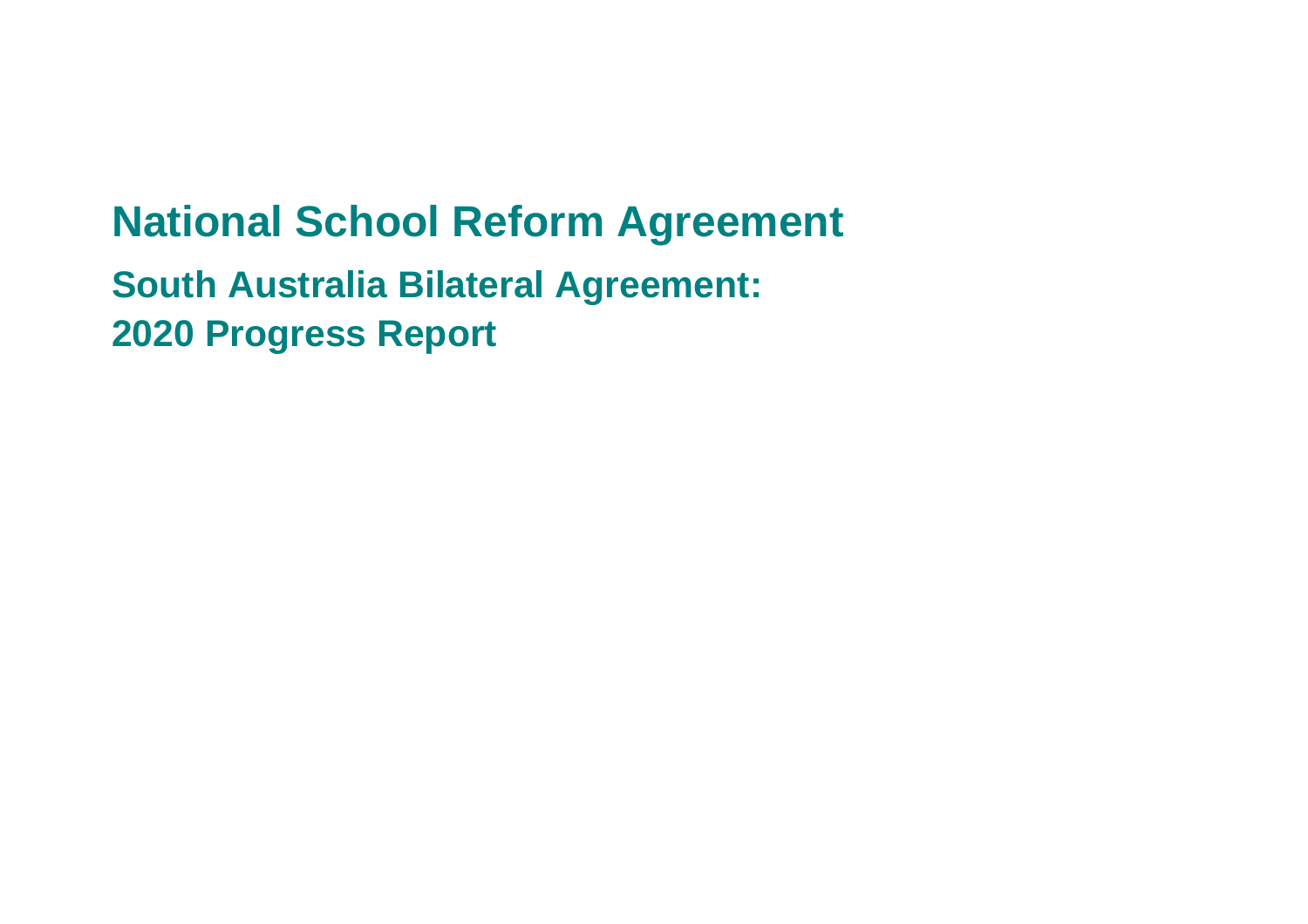# National School Reform Agreement

## South Australia Bilateral Agreement: 2020 Progress Report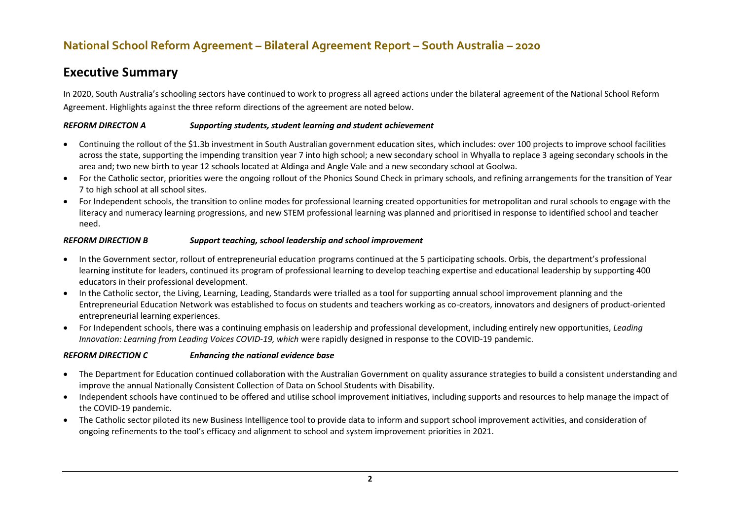## National School Reform Agreement – Bilateral Agreement Report – South Australia – 2020

# Executive Summary

In 2020, South Australia's schooling sectors have continued to work to progress all agreed actions under the bilateral agreement of the National School Reform Agreement. Highlights against the three reform directions of the agreement are noted below.

***REFORM DIRECTON A Supporting students, student learning and student achievement***

- Continuing the rollout of the $1.3b investment in South Australian government education sites, which includes: over 100 projects to improve school facilities across the state, supporting the impending transition year 7 into high school; a new secondary school in Whyalla to replace 3 ageing secondary schools in the area and; two new birth to year 12 schools located at Aldinga and Angle Vale and a new secondary school at Goolwa.
- For the Catholic sector, priorities were the ongoing rollout of the Phonics Sound Check in primary schools, and refining arrangements for the transition of Year 7 to high school at all school sites.
- For Independent schools, the transition to online modes for professional learning created opportunities for metropolitan and rural schools to engage with the literacy and numeracy learning progressions, and new STEM professional learning was planned and prioritised in response to identified school and teacher need.

***REFORM DIRECTION B Support teaching, school leadership and school improvement***

- In the Government sector, rollout of entrepreneurial education programs continued at the 5 participating schools. Orbis, the department's professional learning institute for leaders, continued its program of professional learning to develop teaching expertise and educational leadership by supporting 400 educators in their professional development.
- In the Catholic sector, the Living, Learning, Leading, Standards were trialled as a tool for supporting annual school improvement planning and the Entrepreneurial Education Network was established to focus on students and teachers working as co-creators, innovators and designers of product-oriented entrepreneurial learning experiences.
- For Independent schools, there was a continuing emphasis on leadership and professional development, including entirely new opportunities, *Leading Innovation: Learning from Leading Voices COVID-19, which* were rapidly designed in response to the COVID-19 pandemic.

***REFORM DIRECTION C Enhancing the national evidence base***

- The Department for Education continued collaboration with the Australian Government on quality assurance strategies to build a consistent understanding and improve the annual Nationally Consistent Collection of Data on School Students with Disability.
- Independent schools have continued to be offered and utilise school improvement initiatives, including supports and resources to help manage the impact of the COVID-19 pandemic.
- The Catholic sector piloted its new Business Intelligence tool to provide data to inform and support school improvement activities, and consideration of ongoing refinements to the tool's efficacy and alignment to school and system improvement priorities in 2021.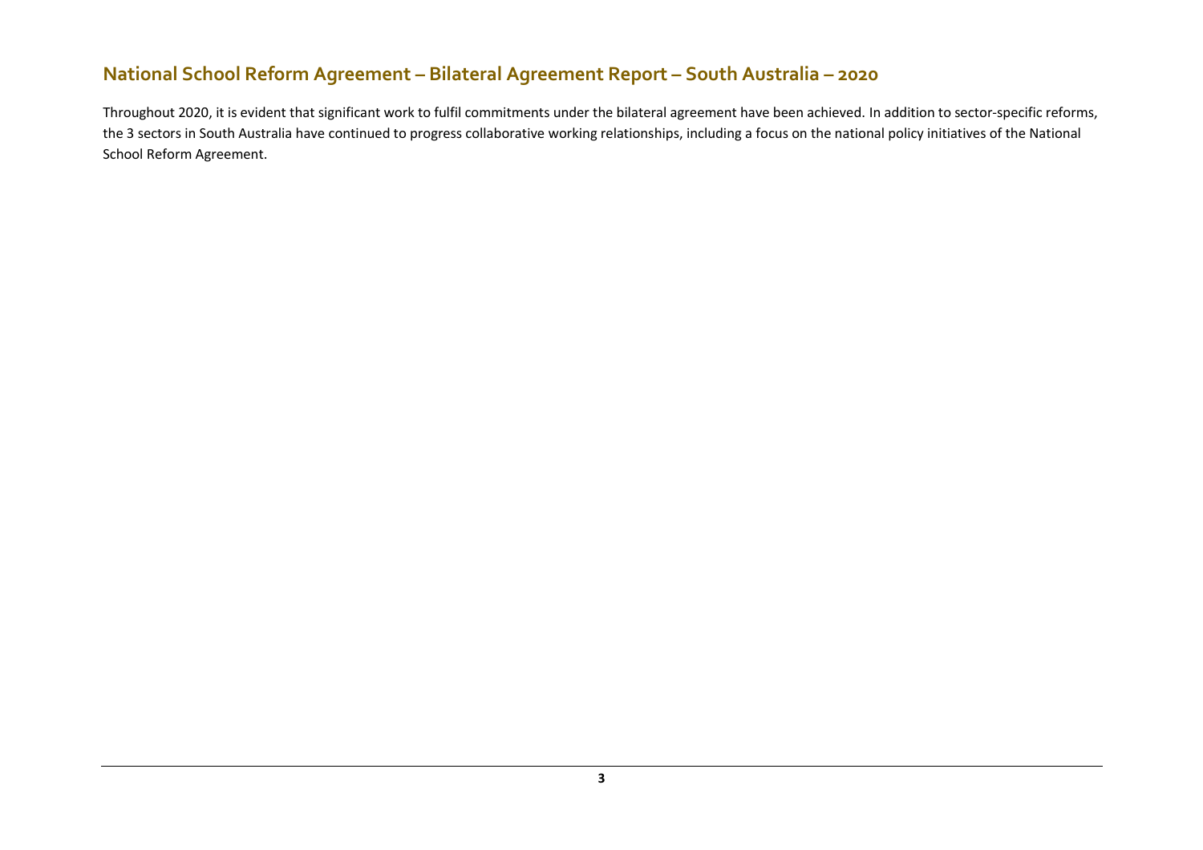## National School Reform Agreement – Bilateral Agreement Report – South Australia – 2020

Throughout 2020, it is evident that significant work to fulfil commitments under the bilateral agreement have been achieved. In addition to sector-specific reforms, the 3 sectors in South Australia have continued to progress collaborative working relationships, including a focus on the national policy initiatives of the National School Reform Agreement.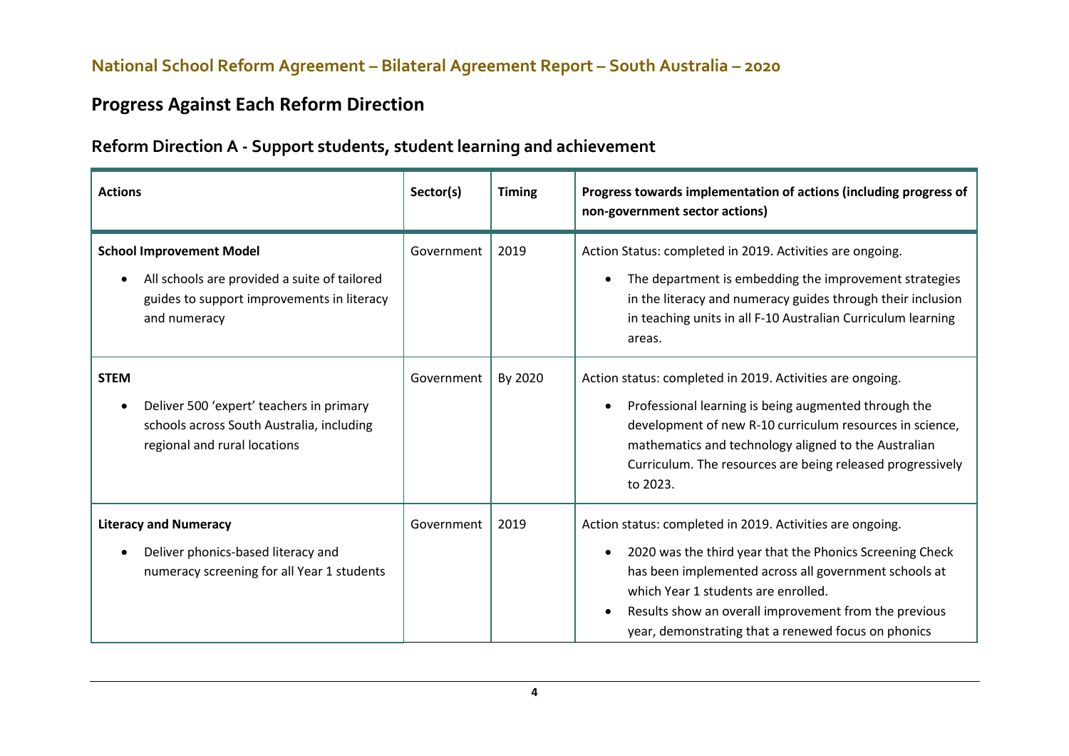## National School Reform Agreement – Bilateral Agreement Report – South Australia – 2020

# Progress Against Each Reform Direction

## Reform Direction A - Support students, student learning and achievement

| Actions | Sector(s) | Timing | Progress towards implementation of actions (including progress of non-government sector actions) |
|---|---|---|---|
| **School Improvement Model**<br>• All schools are provided a suite of tailored guides to support improvements in literacy and numeracy | Government | 2019 | Action Status: completed in 2019. Activities are ongoing.<br>• The department is embedding the improvement strategies in the literacy and numeracy guides through their inclusion in teaching units in all F-10 Australian Curriculum learning areas. |
| **STEM**<br>• Deliver 500 'expert' teachers in primary schools across South Australia, including regional and rural locations | Government | By 2020 | Action status: completed in 2019. Activities are ongoing.<br>• Professional learning is being augmented through the development of new R-10 curriculum resources in science, mathematics and technology aligned to the Australian Curriculum. The resources are being released progressively to 2023. |
| **Literacy and Numeracy**<br>• Deliver phonics-based literacy and numeracy screening for all Year 1 students | Government | 2019 | Action status: completed in 2019. Activities are ongoing.<br>• 2020 was the third year that the Phonics Screening Check has been implemented across all government schools at which Year 1 students are enrolled.<br>• Results show an overall improvement from the previous year, demonstrating that a renewed focus on phonics |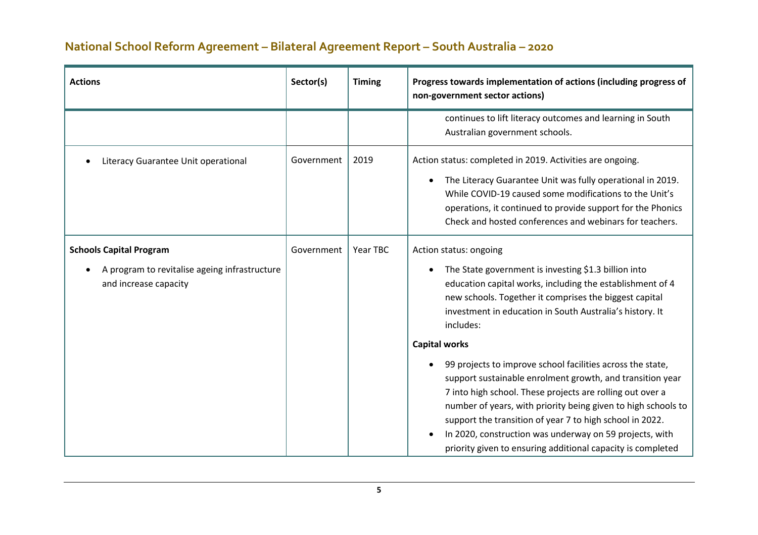## National School Reform Agreement – Bilateral Agreement Report – South Australia – 2020

| Actions | Sector(s) | Timing | Progress towards implementation of actions (including progress of non-government sector actions) |
|---|---|---|---|
| | | | continues to lift literacy outcomes and learning in South Australian government schools. |
| • Literacy Guarantee Unit operational | Government | 2019 | Action status: completed in 2019. Activities are ongoing.<br>• The Literacy Guarantee Unit was fully operational in 2019. While COVID-19 caused some modifications to the Unit's operations, it continued to provide support for the Phonics Check and hosted conferences and webinars for teachers. |
| **Schools Capital Program**<br>• A program to revitalise ageing infrastructure and increase capacity | Government | Year TBC | Action status: ongoing<br>• The State government is investing $1.3 billion into education capital works, including the establishment of 4 new schools. Together it comprises the biggest capital investment in education in South Australia's history. It includes:<br>**Capital works**<br>• 99 projects to improve school facilities across the state, support sustainable enrolment growth, and transition year 7 into high school. These projects are rolling out over a number of years, with priority being given to high schools to support the transition of year 7 to high school in 2022.<br>• In 2020, construction was underway on 59 projects, with priority given to ensuring additional capacity is completed |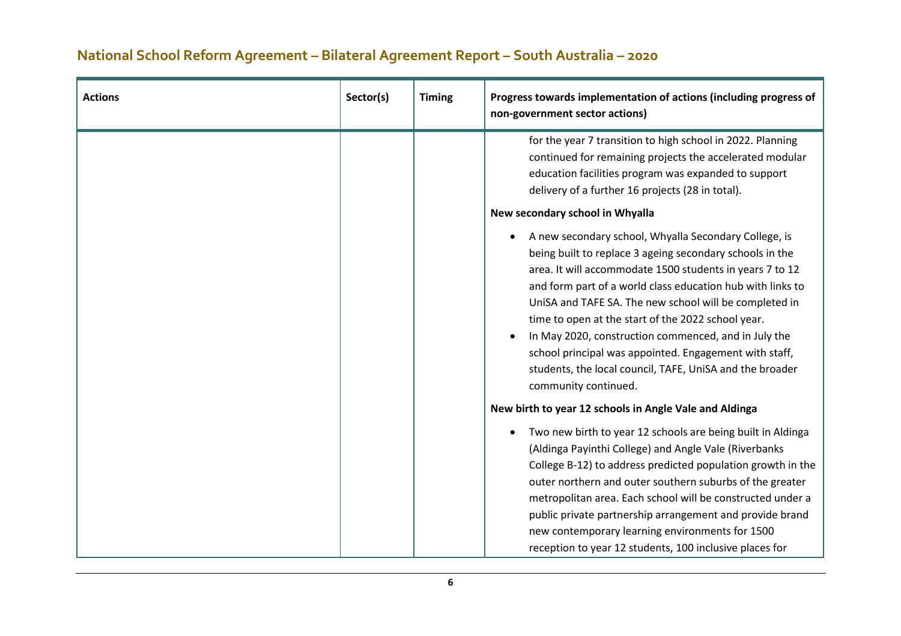| Actions | Sector(s) | Timing | Progress towards implementation of actions (including progress of non-government sector actions) |
|---|---|---|---|
| | | | for the year 7 transition to high school in 2022. Planning continued for remaining projects the accelerated modular education facilities program was expanded to support delivery of a further 16 projects (28 in total).<br><br>**New secondary school in Whyalla**<br><br>• A new secondary school, Whyalla Secondary College, is being built to replace 3 ageing secondary schools in the area. It will accommodate 1500 students in years 7 to 12 and form part of a world class education hub with links to UniSA and TAFE SA. The new school will be completed in time to open at the start of the 2022 school year.<br>• In May 2020, construction commenced, and in July the school principal was appointed. Engagement with staff, students, the local council, TAFE, UniSA and the broader community continued.<br><br>**New birth to year 12 schools in Angle Vale and Aldinga**<br><br>• Two new birth to year 12 schools are being built in Aldinga (Aldinga Payinthi College) and Angle Vale (Riverbanks College B-12) to address predicted population growth in the outer northern and outer southern suburbs of the greater metropolitan area. Each school will be constructed under a public private partnership arrangement and provide brand new contemporary learning environments for 1500 reception to year 12 students, 100 inclusive places for |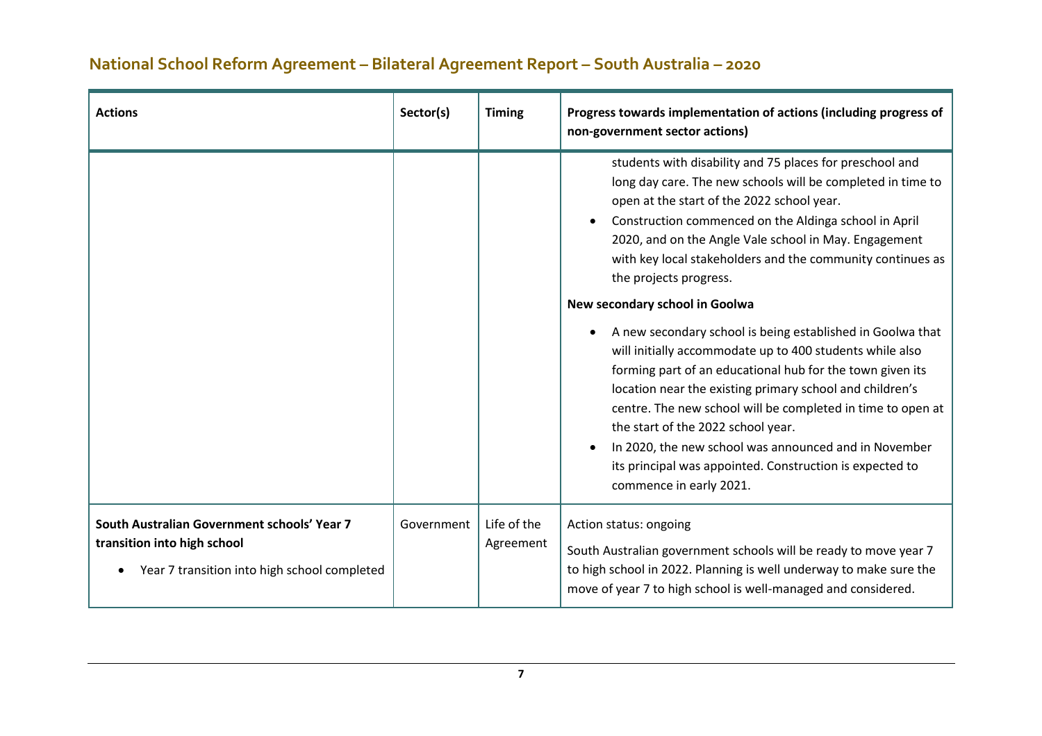## National School Reform Agreement – Bilateral Agreement Report – South Australia – 2020

| Actions | Sector(s) | Timing | Progress towards implementation of actions (including progress of non-government sector actions) |
|---|---|---|---|
| | | | students with disability and 75 places for preschool and long day care. The new schools will be completed in time to open at the start of the 2022 school year.<br>• Construction commenced on the Aldinga school in April 2020, and on the Angle Vale school in May. Engagement with key local stakeholders and the community continues as the projects progress.<br>**New secondary school in Goolwa**<br>• A new secondary school is being established in Goolwa that will initially accommodate up to 400 students while also forming part of an educational hub for the town given its location near the existing primary school and children's centre. The new school will be completed in time to open at the start of the 2022 school year.<br>• In 2020, the new school was announced and in November its principal was appointed. Construction is expected to commence in early 2021. |
| **South Australian Government schools' Year 7 transition into high school**<br>• Year 7 transition into high school completed | Government | Life of the Agreement | Action status: ongoing<br>South Australian government schools will be ready to move year 7 to high school in 2022. Planning is well underway to make sure the move of year 7 to high school is well-managed and considered. |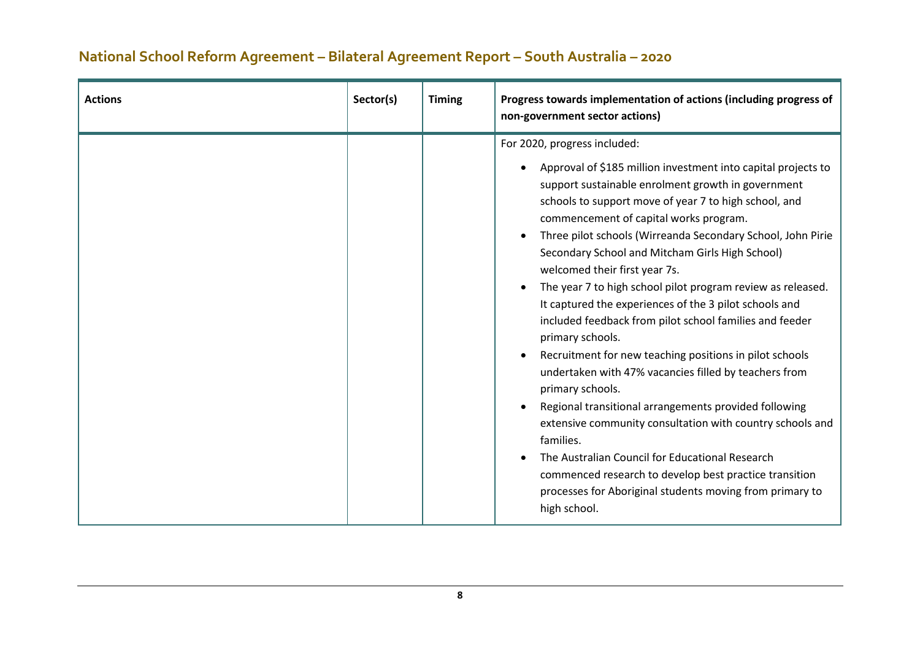## National School Reform Agreement – Bilateral Agreement Report – South Australia – 2020

| Actions | Sector(s) | Timing | Progress towards implementation of actions (including progress of non-government sector actions) |
|---|---|---|---|
| | | | For 2020, progress included:<br>• Approval of $185 million investment into capital projects to support sustainable enrolment growth in government schools to support move of year 7 to high school, and commencement of capital works program.<br>• Three pilot schools (Wirreanda Secondary School, John Pirie Secondary School and Mitcham Girls High School) welcomed their first year 7s.<br>• The year 7 to high school pilot program review as released. It captured the experiences of the 3 pilot schools and included feedback from pilot school families and feeder primary schools.<br>• Recruitment for new teaching positions in pilot schools undertaken with 47% vacancies filled by teachers from primary schools.<br>• Regional transitional arrangements provided following extensive community consultation with country schools and families.<br>• The Australian Council for Educational Research commenced research to develop best practice transition processes for Aboriginal students moving from primary to high school. |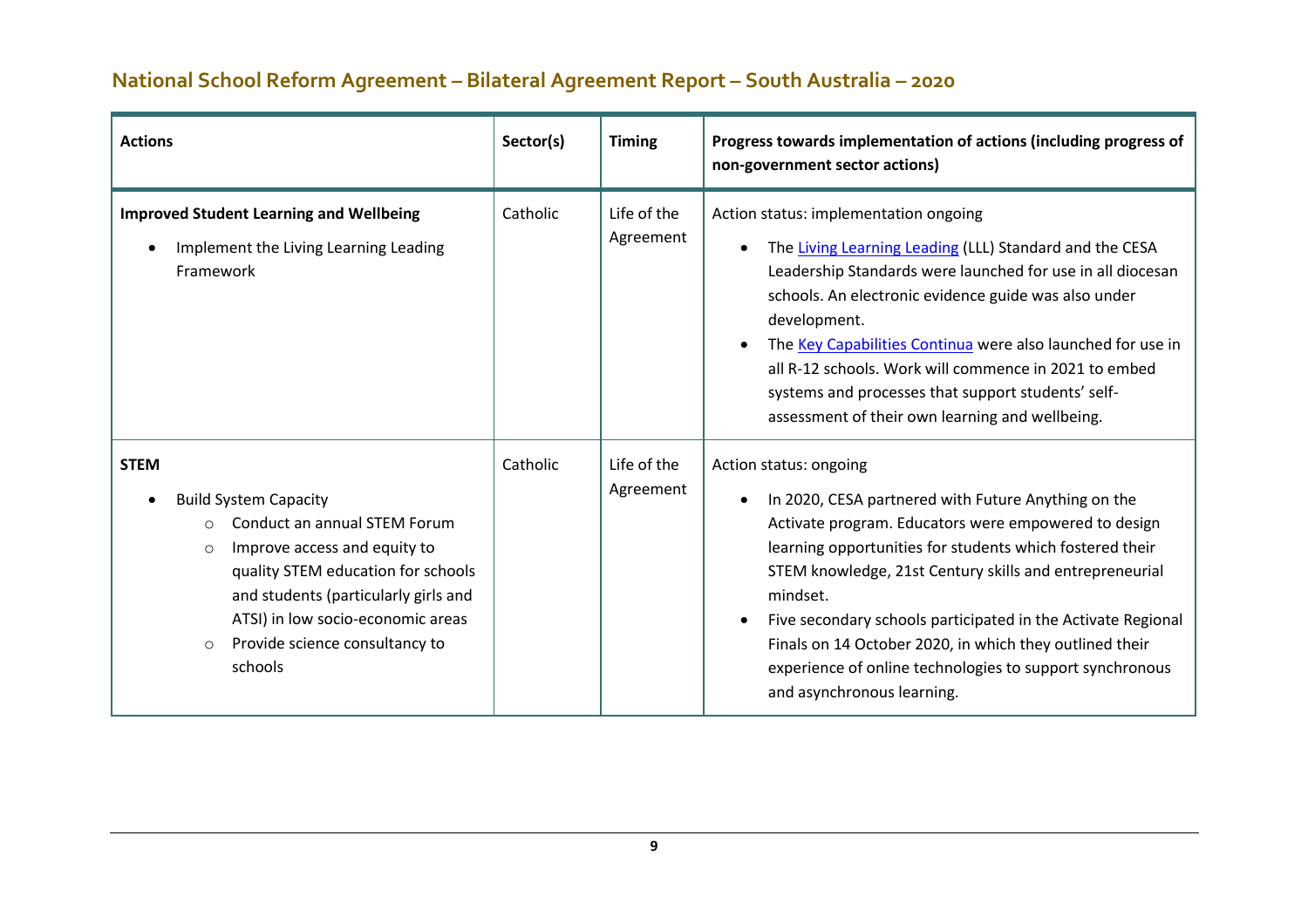## National School Reform Agreement – Bilateral Agreement Report – South Australia – 2020

| Actions | Sector(s) | Timing | Progress towards implementation of actions (including progress of non-government sector actions) |
|---|---|---|---|
| **Improved Student Learning and Wellbeing**<br>• Implement the Living Learning Leading Framework | Catholic | Life of the Agreement | Action status: implementation ongoing<br>• The Living Learning Leading (LLL) Standard and the CESA Leadership Standards were launched for use in all diocesan schools. An electronic evidence guide was also under development.<br>• The Key Capabilities Continua were also launched for use in all R-12 schools. Work will commence in 2021 to embed systems and processes that support students' self-assessment of their own learning and wellbeing. |
| **STEM**<br>• Build System Capacity<br>○ Conduct an annual STEM Forum<br>○ Improve access and equity to quality STEM education for schools and students (particularly girls and ATSI) in low socio-economic areas<br>○ Provide science consultancy to schools | Catholic | Life of the Agreement | Action status: ongoing<br>• In 2020, CESA partnered with Future Anything on the Activate program. Educators were empowered to design learning opportunities for students which fostered their STEM knowledge, 21st Century skills and entrepreneurial mindset.<br>• Five secondary schools participated in the Activate Regional Finals on 14 October 2020, in which they outlined their experience of online technologies to support synchronous and asynchronous learning. |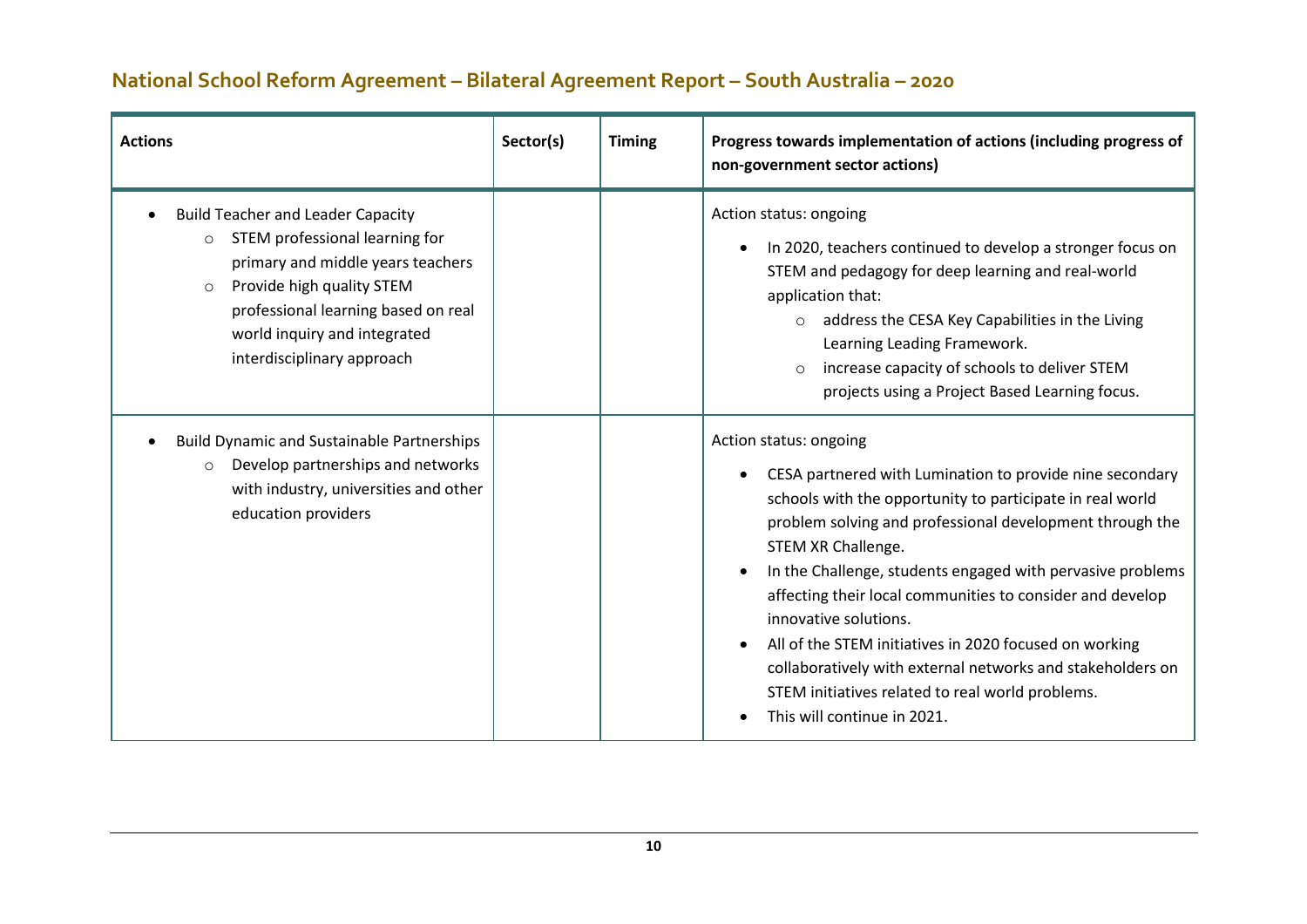## National School Reform Agreement – Bilateral Agreement Report – South Australia – 2020

| Actions | Sector(s) | Timing | Progress towards implementation of actions (including progress of non-government sector actions) |
|---|---|---|---|
| • Build Teacher and Leader Capacity<br>  ○ STEM professional learning for primary and middle years teachers<br>  ○ Provide high quality STEM professional learning based on real world inquiry and integrated interdisciplinary approach | | | Action status: ongoing<br>• In 2020, teachers continued to develop a stronger focus on STEM and pedagogy for deep learning and real-world application that:<br>  ○ address the CESA Key Capabilities in the Living Learning Leading Framework.<br>  ○ increase capacity of schools to deliver STEM projects using a Project Based Learning focus. |
| • Build Dynamic and Sustainable Partnerships<br>  ○ Develop partnerships and networks with industry, universities and other education providers | | | Action status: ongoing<br>• CESA partnered with Lumination to provide nine secondary schools with the opportunity to participate in real world problem solving and professional development through the STEM XR Challenge.<br>• In the Challenge, students engaged with pervasive problems affecting their local communities to consider and develop innovative solutions.<br>• All of the STEM initiatives in 2020 focused on working collaboratively with external networks and stakeholders on STEM initiatives related to real world problems.<br>• This will continue in 2021. |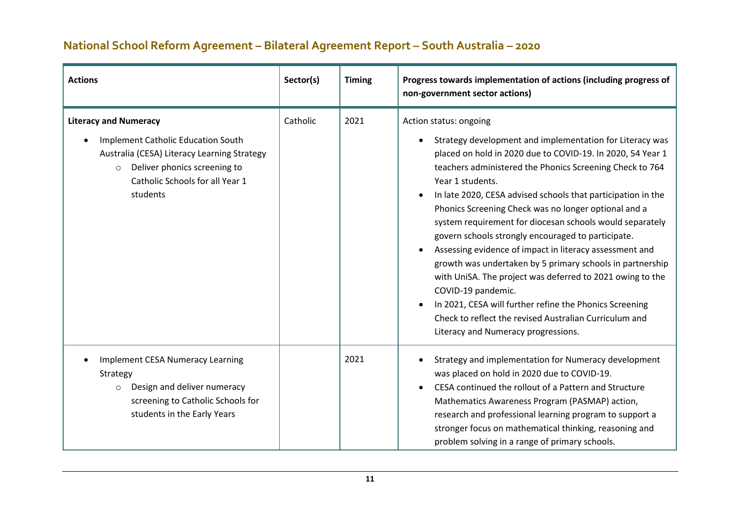## National School Reform Agreement – Bilateral Agreement Report – South Australia – 2020

| Actions | Sector(s) | Timing | Progress towards implementation of actions (including progress of non-government sector actions) |
|---|---|---|---|
| **Literacy and Numeracy**<br>• Implement Catholic Education South Australia (CESA) Literacy Learning Strategy<br>  ○ Deliver phonics screening to Catholic Schools for all Year 1 students | Catholic | 2021 | Action status: ongoing<br>• Strategy development and implementation for Literacy was placed on hold in 2020 due to COVID-19. In 2020, 54 Year 1 teachers administered the Phonics Screening Check to 764 Year 1 students.<br>• In late 2020, CESA advised schools that participation in the Phonics Screening Check was no longer optional and a system requirement for diocesan schools would separately govern schools strongly encouraged to participate.<br>• Assessing evidence of impact in literacy assessment and growth was undertaken by 5 primary schools in partnership with UniSA. The project was deferred to 2021 owing to the COVID-19 pandemic.<br>• In 2021, CESA will further refine the Phonics Screening Check to reflect the revised Australian Curriculum and Literacy and Numeracy progressions. |
| • Implement CESA Numeracy Learning Strategy<br>  ○ Design and deliver numeracy screening to Catholic Schools for students in the Early Years | | 2021 | • Strategy and implementation for Numeracy development was placed on hold in 2020 due to COVID-19.<br>• CESA continued the rollout of a Pattern and Structure Mathematics Awareness Program (PASMAP) action, research and professional learning program to support a stronger focus on mathematical thinking, reasoning and problem solving in a range of primary schools. |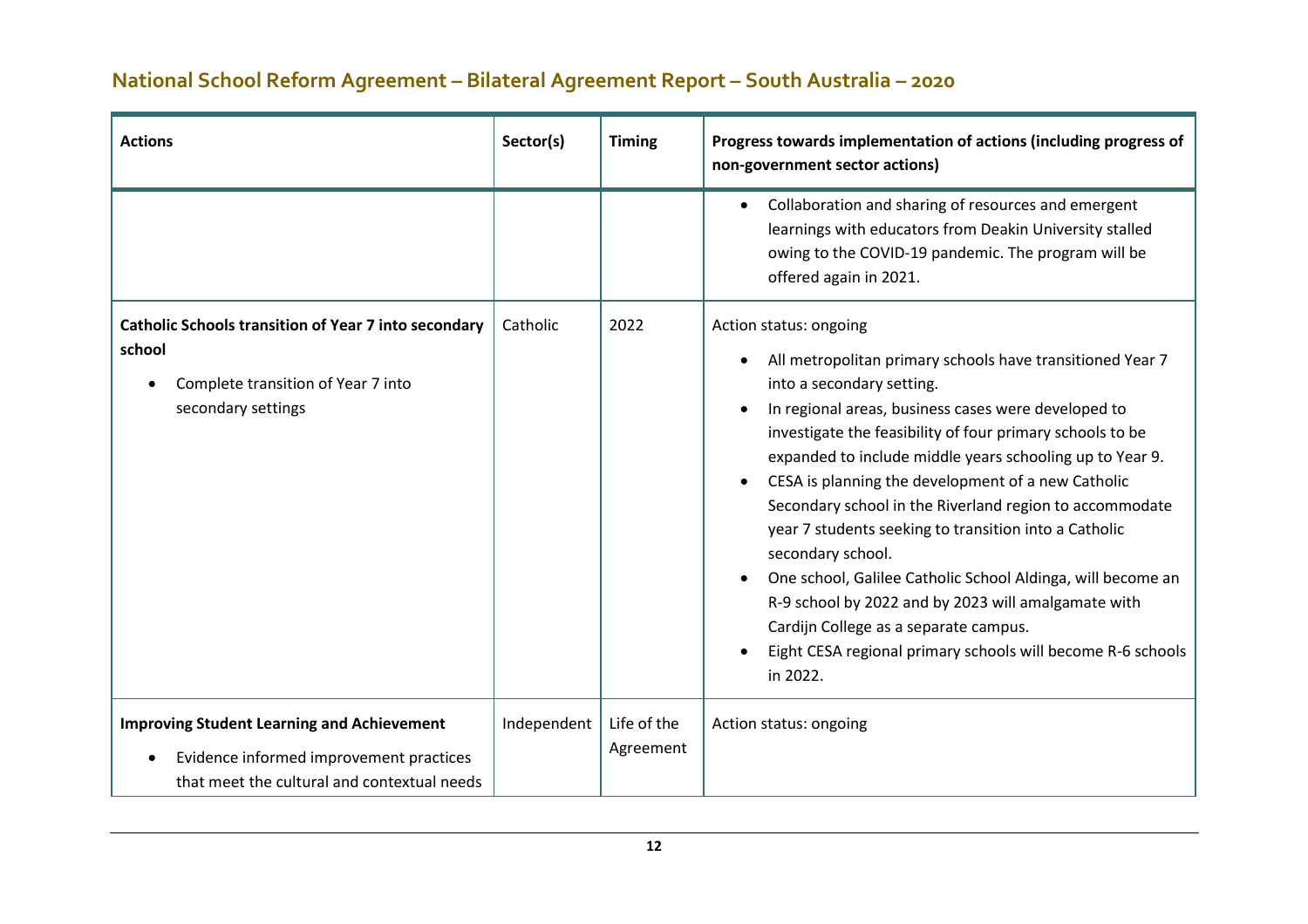# National School Reform Agreement – Bilateral Agreement Report – South Australia – 2020

| Actions | Sector(s) | Timing | Progress towards implementation of actions (including progress of non-government sector actions) |
|---|---|---|---|
| | | | • Collaboration and sharing of resources and emergent learnings with educators from Deakin University stalled owing to the COVID-19 pandemic. The program will be offered again in 2021. |
| **Catholic Schools transition of Year 7 into secondary school**<br>• Complete transition of Year 7 into secondary settings | Catholic | 2022 | Action status: ongoing<br>• All metropolitan primary schools have transitioned Year 7 into a secondary setting.<br>• In regional areas, business cases were developed to investigate the feasibility of four primary schools to be expanded to include middle years schooling up to Year 9.<br>• CESA is planning the development of a new Catholic Secondary school in the Riverland region to accommodate year 7 students seeking to transition into a Catholic secondary school.<br>• One school, Galilee Catholic School Aldinga, will become an R-9 school by 2022 and by 2023 will amalgamate with Cardijn College as a separate campus.<br>• Eight CESA regional primary schools will become R-6 schools in 2022. |
| **Improving Student Learning and Achievement**<br>• Evidence informed improvement practices that meet the cultural and contextual needs | Independent | Life of the Agreement | Action status: ongoing |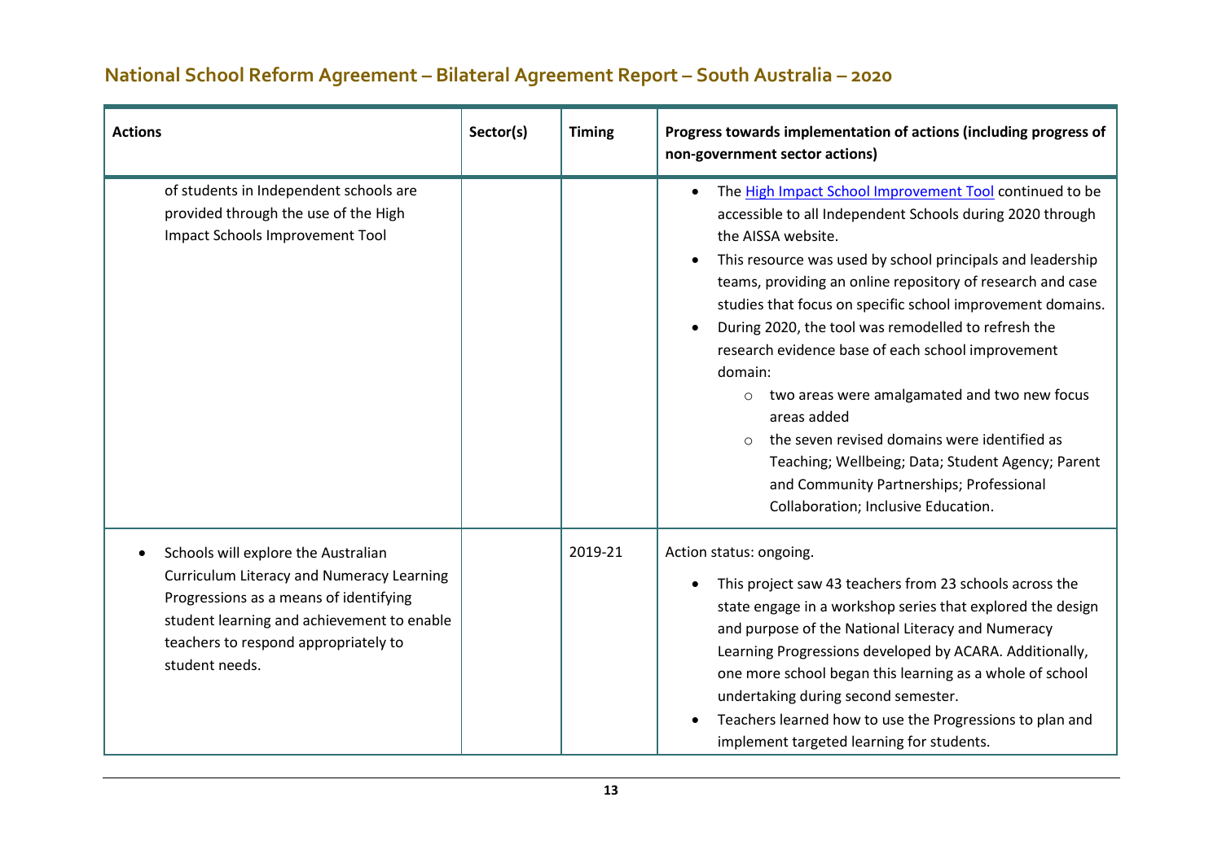## National School Reform Agreement – Bilateral Agreement Report – South Australia – 2020

| Actions | Sector(s) | Timing | Progress towards implementation of actions (including progress of non-government sector actions) |
|---|---|---|---|
| of students in Independent schools are provided through the use of the High Impact Schools Improvement Tool | | | • The High Impact School Improvement Tool continued to be accessible to all Independent Schools during 2020 through the AISSA website.<br>• This resource was used by school principals and leadership teams, providing an online repository of research and case studies that focus on specific school improvement domains.<br>• During 2020, the tool was remodelled to refresh the research evidence base of each school improvement domain:<br>  ○ two areas were amalgamated and two new focus areas added<br>  ○ the seven revised domains were identified as Teaching; Wellbeing; Data; Student Agency; Parent and Community Partnerships; Professional Collaboration; Inclusive Education. |
| • Schools will explore the Australian Curriculum Literacy and Numeracy Learning Progressions as a means of identifying student learning and achievement to enable teachers to respond appropriately to student needs. | | 2019-21 | Action status: ongoing.<br>• This project saw 43 teachers from 23 schools across the state engage in a workshop series that explored the design and purpose of the National Literacy and Numeracy Learning Progressions developed by ACARA. Additionally, one more school began this learning as a whole of school undertaking during second semester.<br>• Teachers learned how to use the Progressions to plan and implement targeted learning for students. |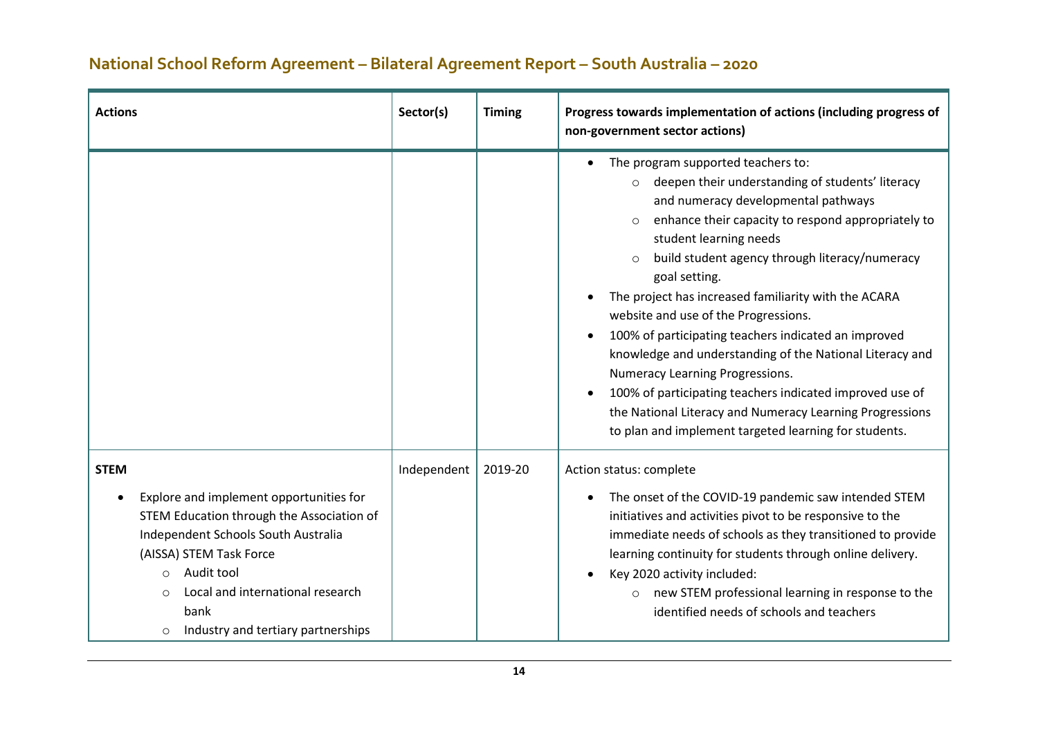## National School Reform Agreement – Bilateral Agreement Report – South Australia – 2020

| Actions | Sector(s) | Timing | Progress towards implementation of actions (including progress of non-government sector actions) |
|---|---|---|---|
| | | | • The program supported teachers to:<br>  ○ deepen their understanding of students' literacy and numeracy developmental pathways<br>  ○ enhance their capacity to respond appropriately to student learning needs<br>  ○ build student agency through literacy/numeracy goal setting.<br>• The project has increased familiarity with the ACARA website and use of the Progressions.<br>• 100% of participating teachers indicated an improved knowledge and understanding of the National Literacy and Numeracy Learning Progressions.<br>• 100% of participating teachers indicated improved use of the National Literacy and Numeracy Learning Progressions to plan and implement targeted learning for students. |
| **STEM**<br>• Explore and implement opportunities for STEM Education through the Association of Independent Schools South Australia (AISSA) STEM Task Force<br>  ○ Audit tool<br>  ○ Local and international research bank<br>  ○ Industry and tertiary partnerships | Independent | 2019-20 | Action status: complete<br>• The onset of the COVID-19 pandemic saw intended STEM initiatives and activities pivot to be responsive to the immediate needs of schools as they transitioned to provide learning continuity for students through online delivery.<br>• Key 2020 activity included:<br>  ○ new STEM professional learning in response to the identified needs of schools and teachers |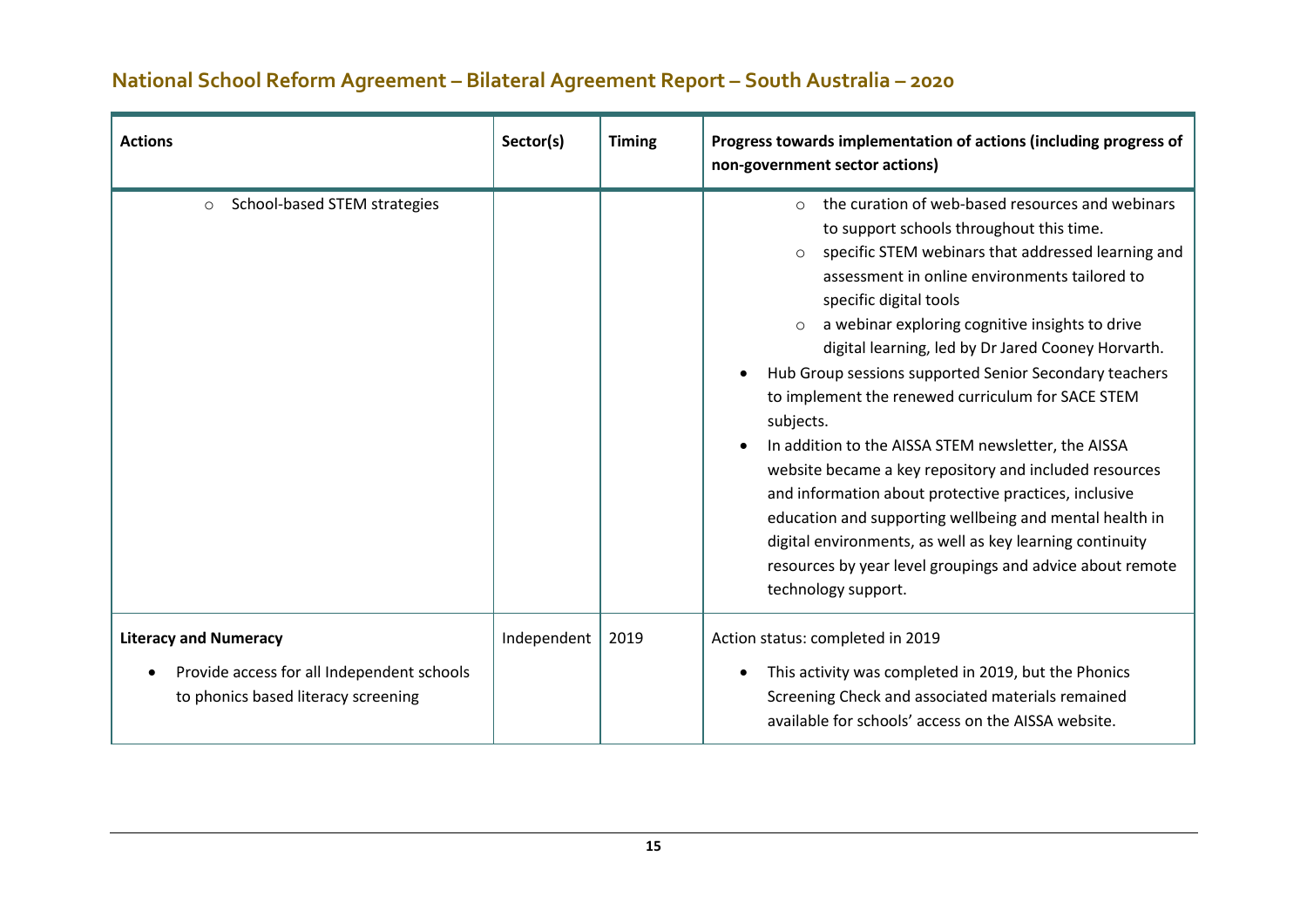## National School Reform Agreement – Bilateral Agreement Report – South Australia – 2020

| Actions | Sector(s) | Timing | Progress towards implementation of actions (including progress of non-government sector actions) |
|---|---|---|---|
| ○ School-based STEM strategies | | | ○ the curation of web-based resources and webinars to support schools throughout this time.<br>○ specific STEM webinars that addressed learning and assessment in online environments tailored to specific digital tools<br>○ a webinar exploring cognitive insights to drive digital learning, led by Dr Jared Cooney Horvarth.<br>• Hub Group sessions supported Senior Secondary teachers to implement the renewed curriculum for SACE STEM subjects.<br>• In addition to the AISSA STEM newsletter, the AISSA website became a key repository and included resources and information about protective practices, inclusive education and supporting wellbeing and mental health in digital environments, as well as key learning continuity resources by year level groupings and advice about remote technology support. |
| **Literacy and Numeracy**<br>• Provide access for all Independent schools to phonics based literacy screening | Independent | 2019 | Action status: completed in 2019<br>• This activity was completed in 2019, but the Phonics Screening Check and associated materials remained available for schools' access on the AISSA website. |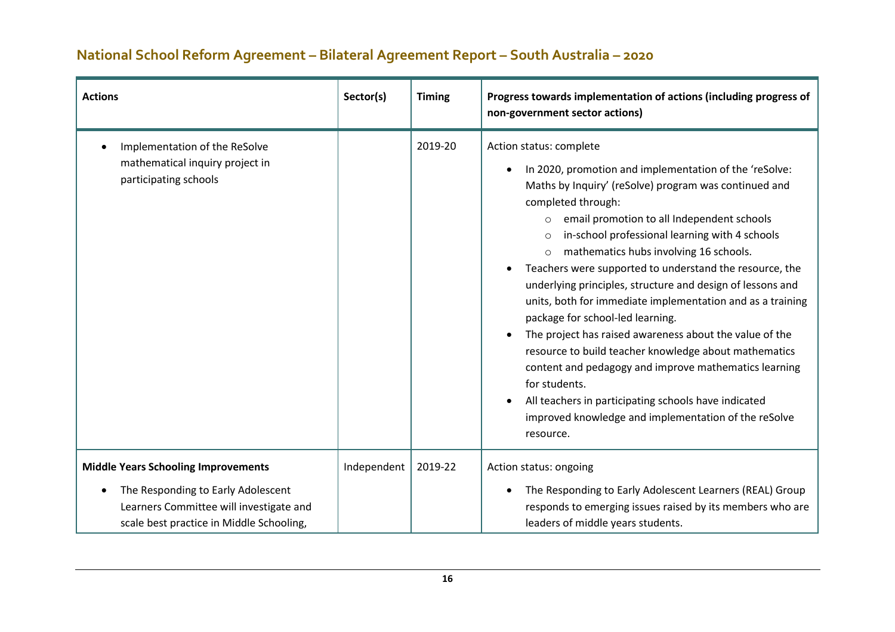## National School Reform Agreement – Bilateral Agreement Report – South Australia – 2020

| Actions | Sector(s) | Timing | Progress towards implementation of actions (including progress of non-government sector actions) |
|---|---|---|---|
| • Implementation of the ReSolve mathematical inquiry project in participating schools | | 2019-20 | Action status: complete<br>• In 2020, promotion and implementation of the 'reSolve: Maths by Inquiry' (reSolve) program was continued and completed through:<br>  ○ email promotion to all Independent schools<br>  ○ in-school professional learning with 4 schools<br>  ○ mathematics hubs involving 16 schools.<br>• Teachers were supported to understand the resource, the underlying principles, structure and design of lessons and units, both for immediate implementation and as a training package for school-led learning.<br>• The project has raised awareness about the value of the resource to build teacher knowledge about mathematics content and pedagogy and improve mathematics learning for students.<br>• All teachers in participating schools have indicated improved knowledge and implementation of the reSolve resource. |
| **Middle Years Schooling Improvements**<br>• The Responding to Early Adolescent Learners Committee will investigate and scale best practice in Middle Schooling, | Independent | 2019-22 | Action status: ongoing<br>• The Responding to Early Adolescent Learners (REAL) Group responds to emerging issues raised by its members who are leaders of middle years students. |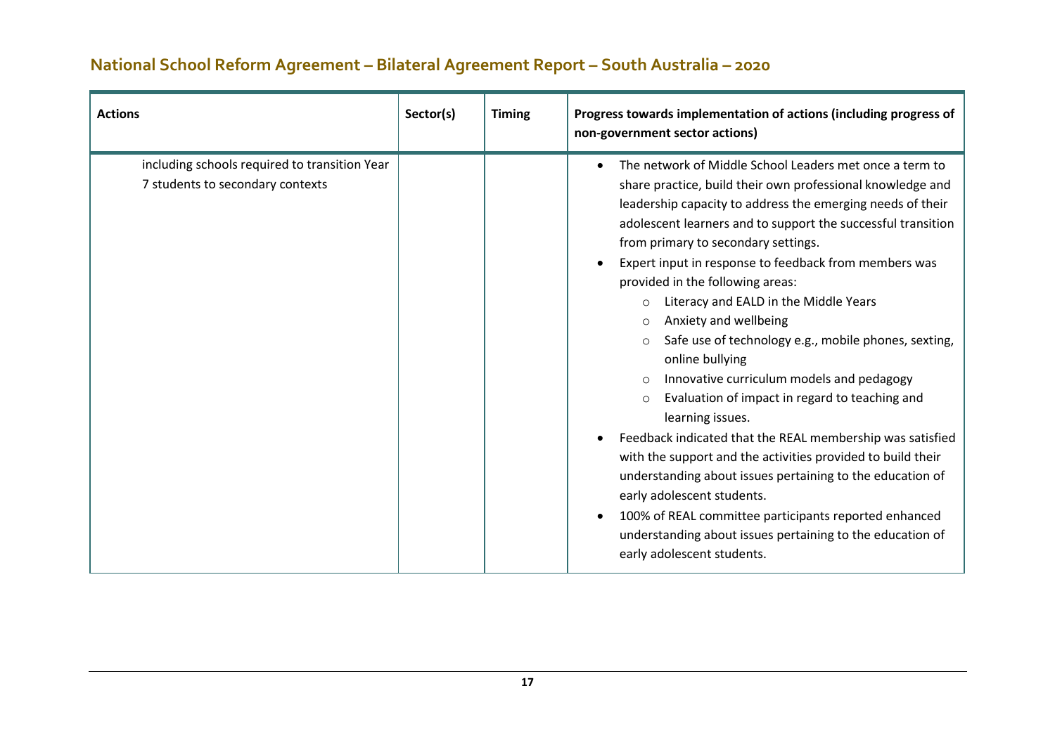## National School Reform Agreement – Bilateral Agreement Report – South Australia – 2020

| Actions | Sector(s) | Timing | Progress towards implementation of actions (including progress of non-government sector actions) |
| --- | --- | --- | --- |
| including schools required to transition Year 7 students to secondary contexts | | | • The network of Middle School Leaders met once a term to share practice, build their own professional knowledge and leadership capacity to address the emerging needs of their adolescent learners and to support the successful transition from primary to secondary settings.<br>• Expert input in response to feedback from members was provided in the following areas:<br>  ○ Literacy and EALD in the Middle Years<br>  ○ Anxiety and wellbeing<br>  ○ Safe use of technology e.g., mobile phones, sexting, online bullying<br>  ○ Innovative curriculum models and pedagogy<br>  ○ Evaluation of impact in regard to teaching and learning issues.<br>• Feedback indicated that the REAL membership was satisfied with the support and the activities provided to build their understanding about issues pertaining to the education of early adolescent students.<br>• 100% of REAL committee participants reported enhanced understanding about issues pertaining to the education of early adolescent students. |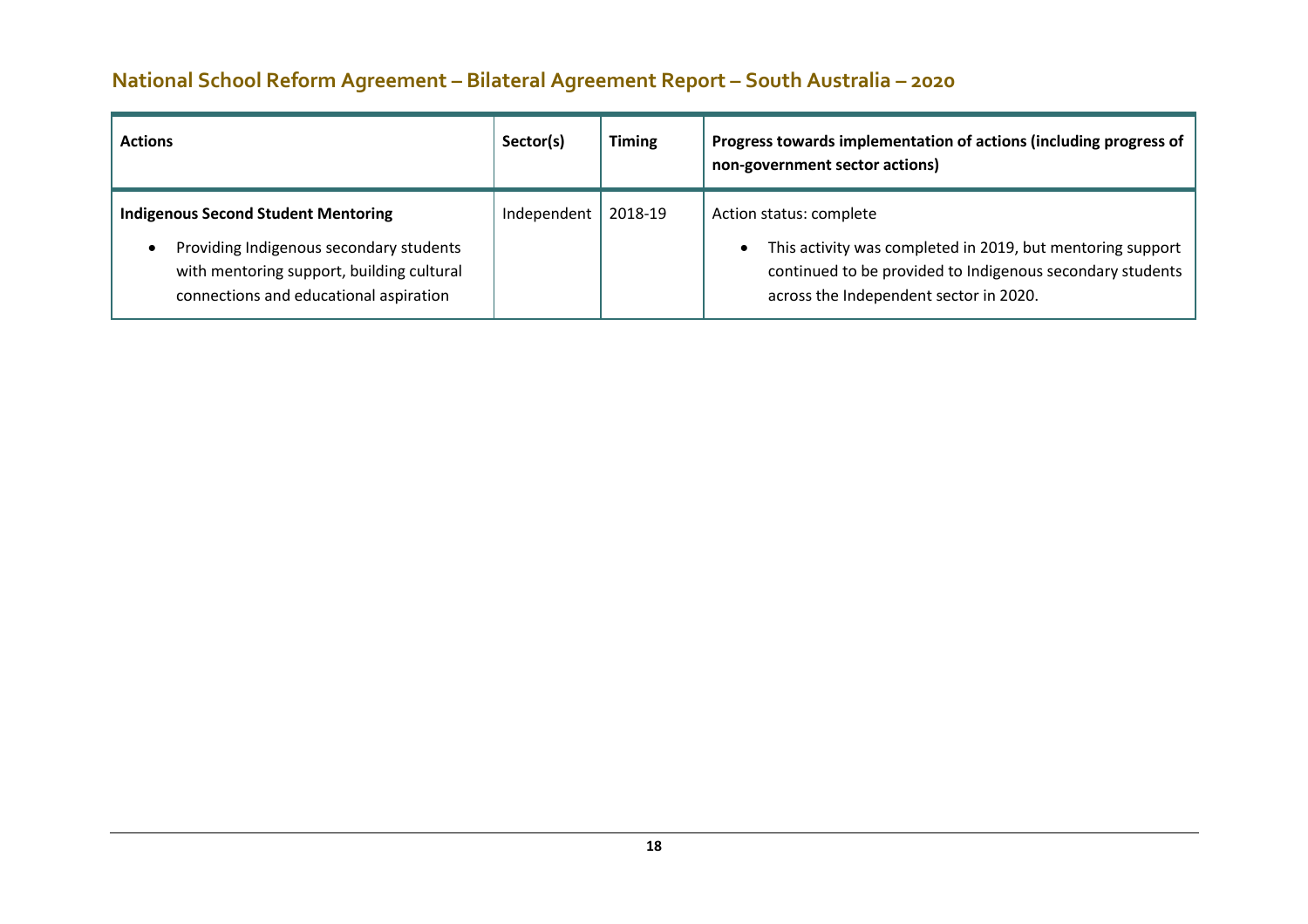## National School Reform Agreement – Bilateral Agreement Report – South Australia – 2020

| Actions | Sector(s) | Timing | Progress towards implementation of actions (including progress of non-government sector actions) |
|---|---|---|---|
| **Indigenous Second Student Mentoring**<br>• Providing Indigenous secondary students with mentoring support, building cultural connections and educational aspiration | Independent | 2018-19 | Action status: complete<br>• This activity was completed in 2019, but mentoring support continued to be provided to Indigenous secondary students across the Independent sector in 2020. |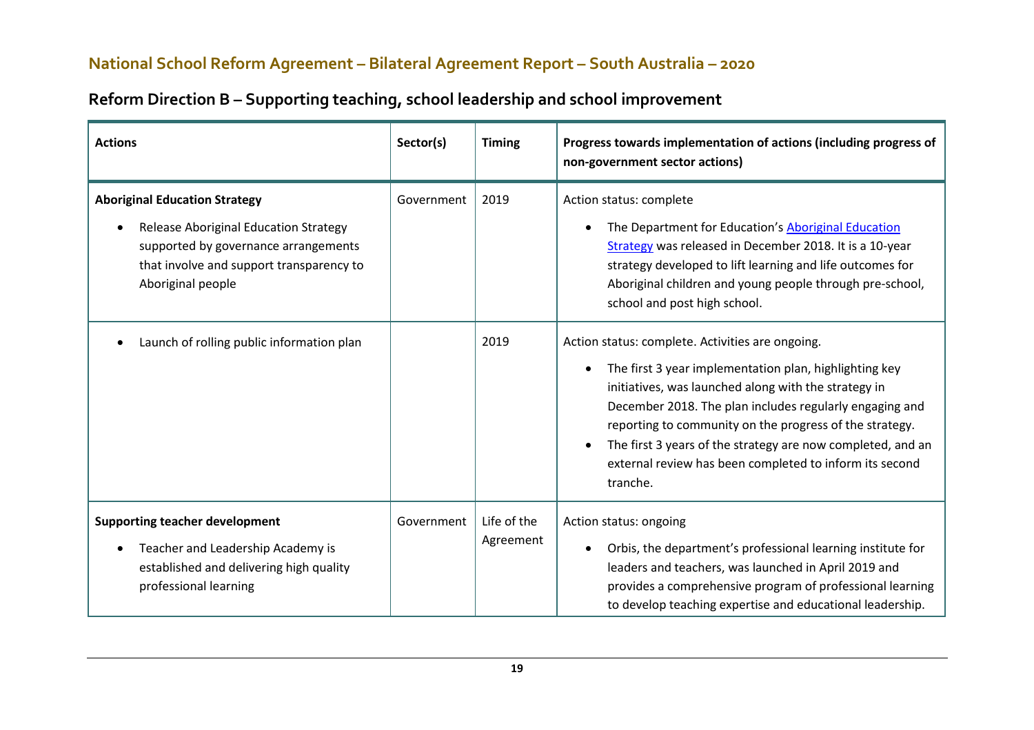# National School Reform Agreement – Bilateral Agreement Report – South Australia – 2020

## Reform Direction B – Supporting teaching, school leadership and school improvement

| Actions | Sector(s) | Timing | Progress towards implementation of actions (including progress of non-government sector actions) |
|---|---|---|---|
| **Aboriginal Education Strategy**<br>• Release Aboriginal Education Strategy supported by governance arrangements that involve and support transparency to Aboriginal people | Government | 2019 | Action status: complete<br>• The Department for Education's [Aboriginal Education Strategy]() was released in December 2018. It is a 10-year strategy developed to lift learning and life outcomes for Aboriginal children and young people through pre-school, school and post high school. |
| • Launch of rolling public information plan | | 2019 | Action status: complete. Activities are ongoing.<br>• The first 3 year implementation plan, highlighting key initiatives, was launched along with the strategy in December 2018. The plan includes regularly engaging and reporting to community on the progress of the strategy.<br>• The first 3 years of the strategy are now completed, and an external review has been completed to inform its second tranche. |
| **Supporting teacher development**<br>• Teacher and Leadership Academy is established and delivering high quality professional learning | Government | Life of the Agreement | Action status: ongoing<br>• Orbis, the department's professional learning institute for leaders and teachers, was launched in April 2019 and provides a comprehensive program of professional learning to develop teaching expertise and educational leadership. |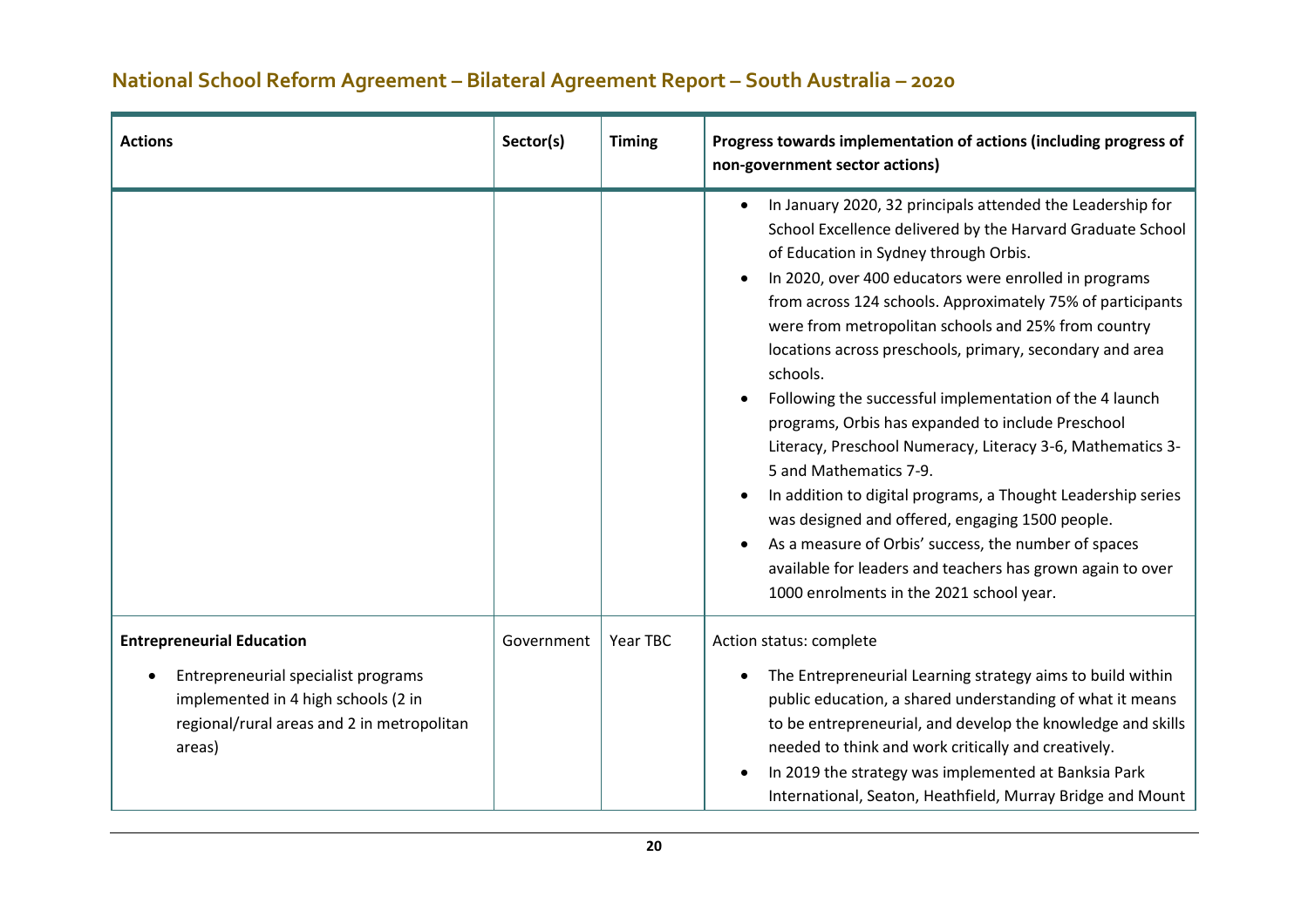## National School Reform Agreement – Bilateral Agreement Report – South Australia – 2020

| Actions | Sector(s) | Timing | Progress towards implementation of actions (including progress of non-government sector actions) |
|---|---|---|---|
| | | | • In January 2020, 32 principals attended the Leadership for School Excellence delivered by the Harvard Graduate School of Education in Sydney through Orbis.<br>• In 2020, over 400 educators were enrolled in programs from across 124 schools. Approximately 75% of participants were from metropolitan schools and 25% from country locations across preschools, primary, secondary and area schools.<br>• Following the successful implementation of the 4 launch programs, Orbis has expanded to include Preschool Literacy, Preschool Numeracy, Literacy 3-6, Mathematics 3-5 and Mathematics 7-9.<br>• In addition to digital programs, a Thought Leadership series was designed and offered, engaging 1500 people.<br>• As a measure of Orbis' success, the number of spaces available for leaders and teachers has grown again to over 1000 enrolments in the 2021 school year. |
| **Entrepreneurial Education**<br>• Entrepreneurial specialist programs implemented in 4 high schools (2 in regional/rural areas and 2 in metropolitan areas) | Government | Year TBC | Action status: complete<br>• The Entrepreneurial Learning strategy aims to build within public education, a shared understanding of what it means to be entrepreneurial, and develop the knowledge and skills needed to think and work critically and creatively.<br>• In 2019 the strategy was implemented at Banksia Park International, Seaton, Heathfield, Murray Bridge and Mount |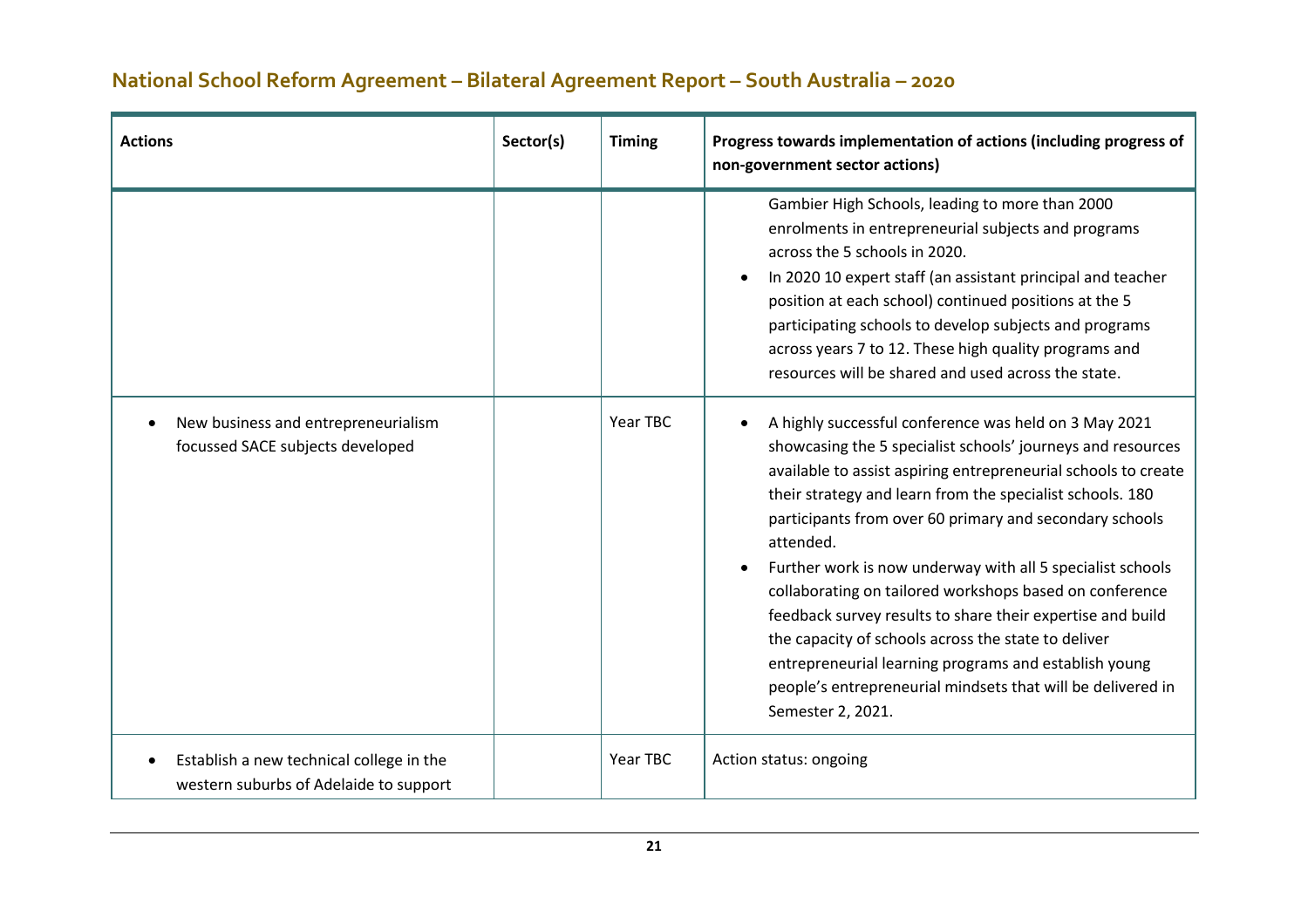## National School Reform Agreement – Bilateral Agreement Report – South Australia – 2020

| Actions | Sector(s) | Timing | Progress towards implementation of actions (including progress of non-government sector actions) |
|---|---|---|---|
| | | | Gambier High Schools, leading to more than 2000 enrolments in entrepreneurial subjects and programs across the 5 schools in 2020.<br>• In 2020 10 expert staff (an assistant principal and teacher position at each school) continued positions at the 5 participating schools to develop subjects and programs across years 7 to 12. These high quality programs and resources will be shared and used across the state. |
| • New business and entrepreneurialism focussed SACE subjects developed | | Year TBC | • A highly successful conference was held on 3 May 2021 showcasing the 5 specialist schools' journeys and resources available to assist aspiring entrepreneurial schools to create their strategy and learn from the specialist schools. 180 participants from over 60 primary and secondary schools attended.<br>• Further work is now underway with all 5 specialist schools collaborating on tailored workshops based on conference feedback survey results to share their expertise and build the capacity of schools across the state to deliver entrepreneurial learning programs and establish young people's entrepreneurial mindsets that will be delivered in Semester 2, 2021. |
| • Establish a new technical college in the western suburbs of Adelaide to support | | Year TBC | Action status: ongoing |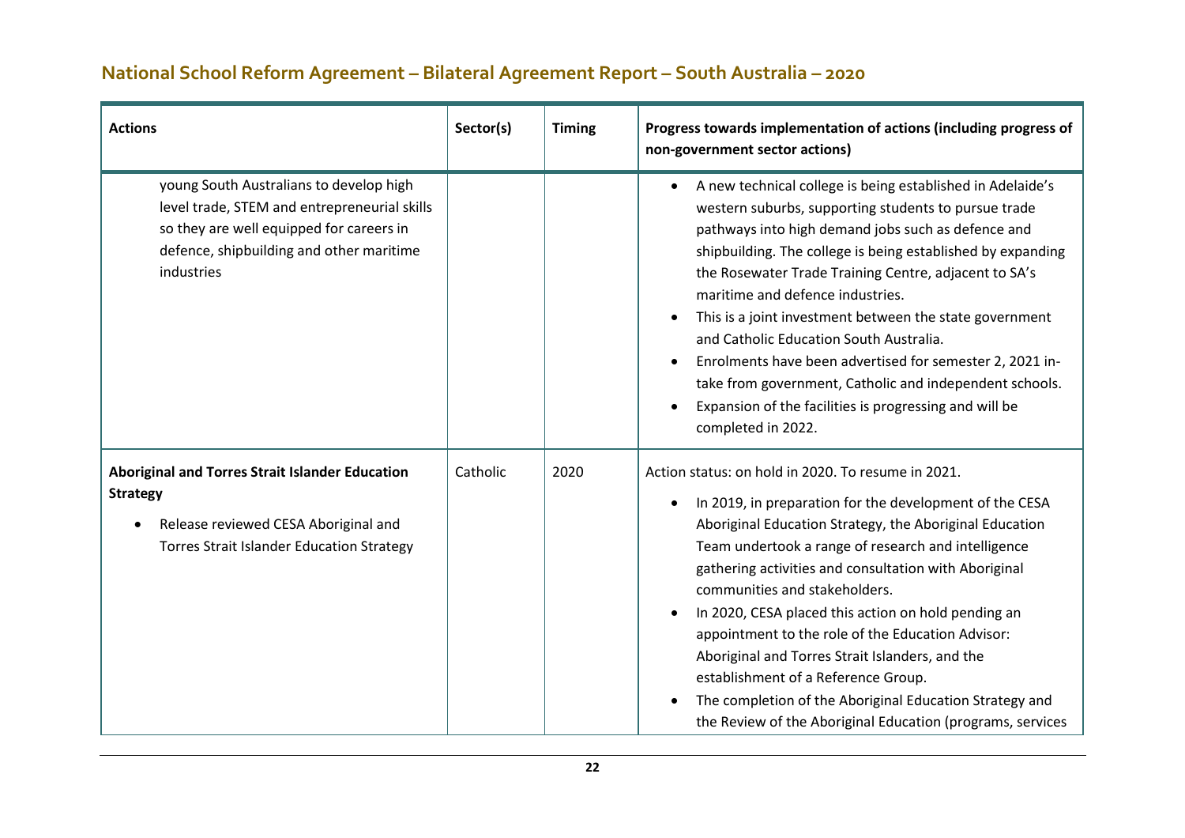## National School Reform Agreement – Bilateral Agreement Report – South Australia – 2020

| Actions | Sector(s) | Timing | Progress towards implementation of actions (including progress of non-government sector actions) |
|---|---|---|---|
| young South Australians to develop high level trade, STEM and entrepreneurial skills so they are well equipped for careers in defence, shipbuilding and other maritime industries | | | • A new technical college is being established in Adelaide's western suburbs, supporting students to pursue trade pathways into high demand jobs such as defence and shipbuilding. The college is being established by expanding the Rosewater Trade Training Centre, adjacent to SA's maritime and defence industries.<br>• This is a joint investment between the state government and Catholic Education South Australia.<br>• Enrolments have been advertised for semester 2, 2021 in-take from government, Catholic and independent schools.<br>• Expansion of the facilities is progressing and will be completed in 2022. |
| **Aboriginal and Torres Strait Islander Education Strategy**<br>• Release reviewed CESA Aboriginal and Torres Strait Islander Education Strategy | Catholic | 2020 | Action status: on hold in 2020. To resume in 2021.<br>• In 2019, in preparation for the development of the CESA Aboriginal Education Strategy, the Aboriginal Education Team undertook a range of research and intelligence gathering activities and consultation with Aboriginal communities and stakeholders.<br>• In 2020, CESA placed this action on hold pending an appointment to the role of the Education Advisor: Aboriginal and Torres Strait Islanders, and the establishment of a Reference Group.<br>• The completion of the Aboriginal Education Strategy and the Review of the Aboriginal Education (programs, services |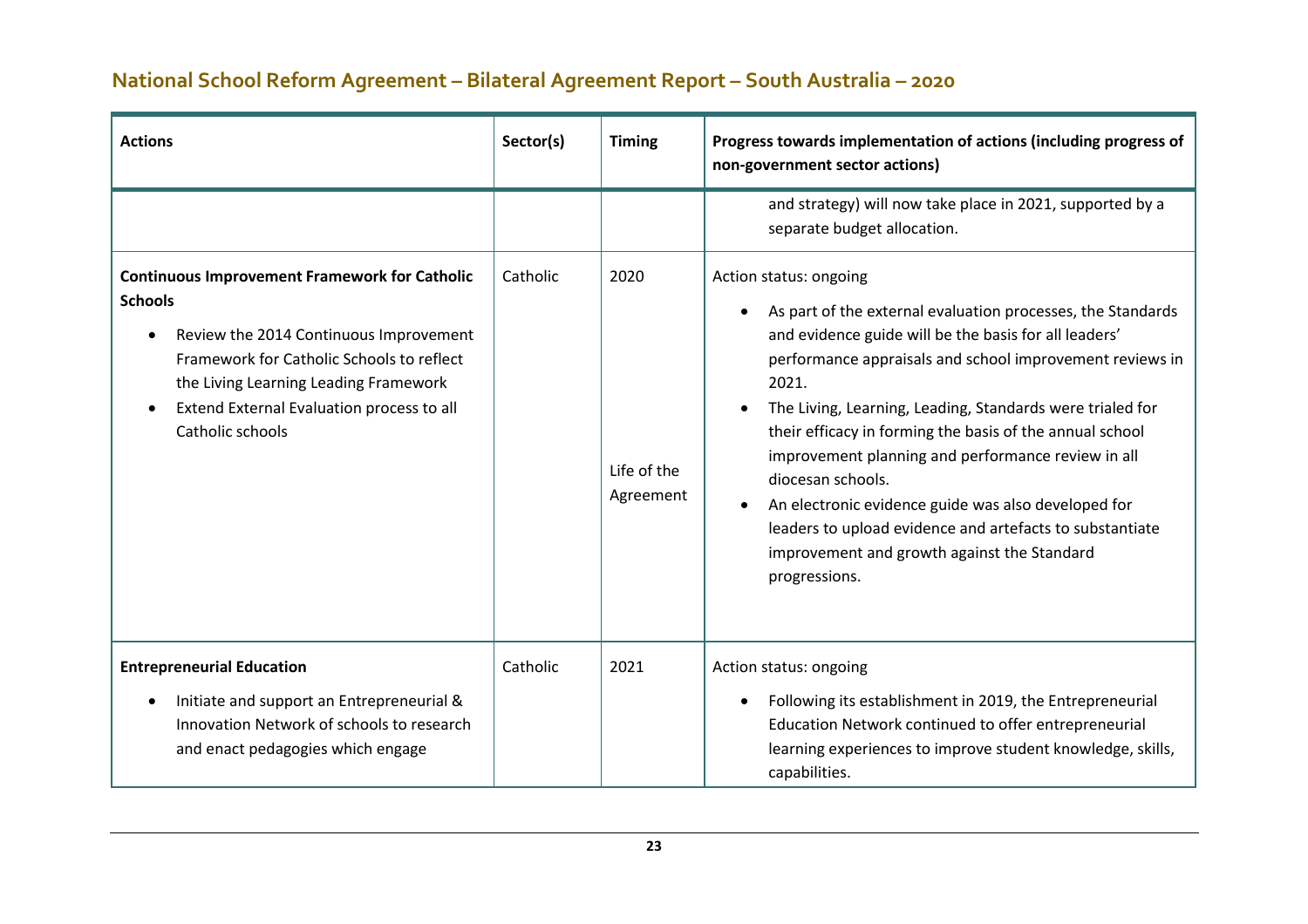## National School Reform Agreement – Bilateral Agreement Report – South Australia – 2020

| Actions | Sector(s) | Timing | Progress towards implementation of actions (including progress of non-government sector actions) |
|---|---|---|---|
| | | | and strategy) will now take place in 2021, supported by a separate budget allocation. |
| **Continuous Improvement Framework for Catholic Schools**<br>• Review the 2014 Continuous Improvement Framework for Catholic Schools to reflect the Living Learning Leading Framework<br>• Extend External Evaluation process to all Catholic schools | Catholic | 2020<br><br>Life of the Agreement | Action status: ongoing<br>• As part of the external evaluation processes, the Standards and evidence guide will be the basis for all leaders' performance appraisals and school improvement reviews in 2021.<br>• The Living, Learning, Leading, Standards were trialed for their efficacy in forming the basis of the annual school improvement planning and performance review in all diocesan schools.<br>• An electronic evidence guide was also developed for leaders to upload evidence and artefacts to substantiate improvement and growth against the Standard progressions. |
| **Entrepreneurial Education**<br>• Initiate and support an Entrepreneurial & Innovation Network of schools to research and enact pedagogies which engage | Catholic | 2021 | Action status: ongoing<br>• Following its establishment in 2019, the Entrepreneurial Education Network continued to offer entrepreneurial learning experiences to improve student knowledge, skills, capabilities. |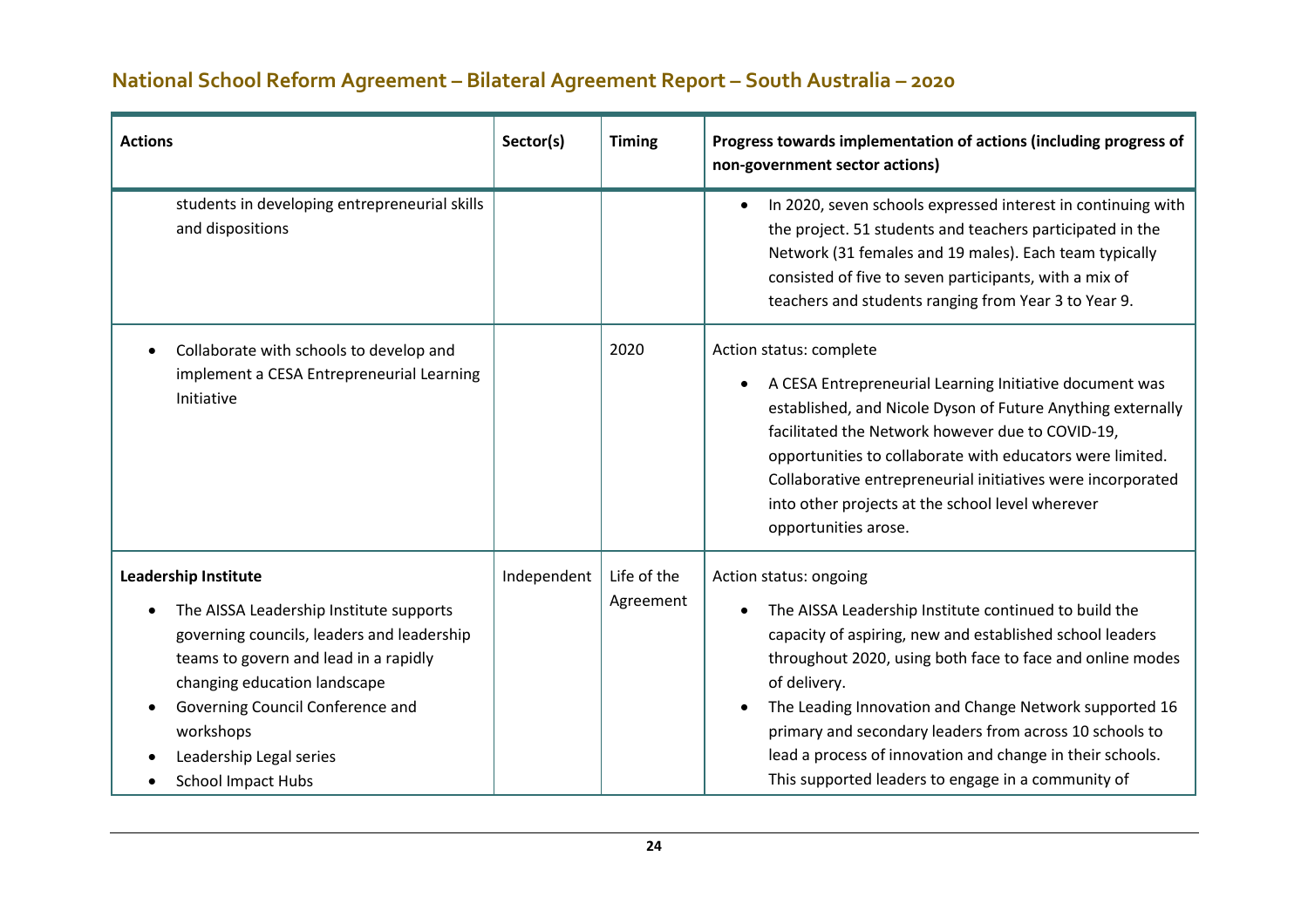## National School Reform Agreement – Bilateral Agreement Report – South Australia – 2020

| Actions | Sector(s) | Timing | Progress towards implementation of actions (including progress of non-government sector actions) |
|---|---|---|---|
| students in developing entrepreneurial skills and dispositions | | | • In 2020, seven schools expressed interest in continuing with the project. 51 students and teachers participated in the Network (31 females and 19 males). Each team typically consisted of five to seven participants, with a mix of teachers and students ranging from Year 3 to Year 9. |
| • Collaborate with schools to develop and implement a CESA Entrepreneurial Learning Initiative | | 2020 | Action status: complete<br>• A CESA Entrepreneurial Learning Initiative document was established, and Nicole Dyson of Future Anything externally facilitated the Network however due to COVID-19, opportunities to collaborate with educators were limited. Collaborative entrepreneurial initiatives were incorporated into other projects at the school level wherever opportunities arose. |
| **Leadership Institute**<br>• The AISSA Leadership Institute supports governing councils, leaders and leadership teams to govern and lead in a rapidly changing education landscape<br>• Governing Council Conference and workshops<br>• Leadership Legal series<br>• School Impact Hubs | Independent | Life of the Agreement | Action status: ongoing<br>• The AISSA Leadership Institute continued to build the capacity of aspiring, new and established school leaders throughout 2020, using both face to face and online modes of delivery.<br>• The Leading Innovation and Change Network supported 16 primary and secondary leaders from across 10 schools to lead a process of innovation and change in their schools. This supported leaders to engage in a community of |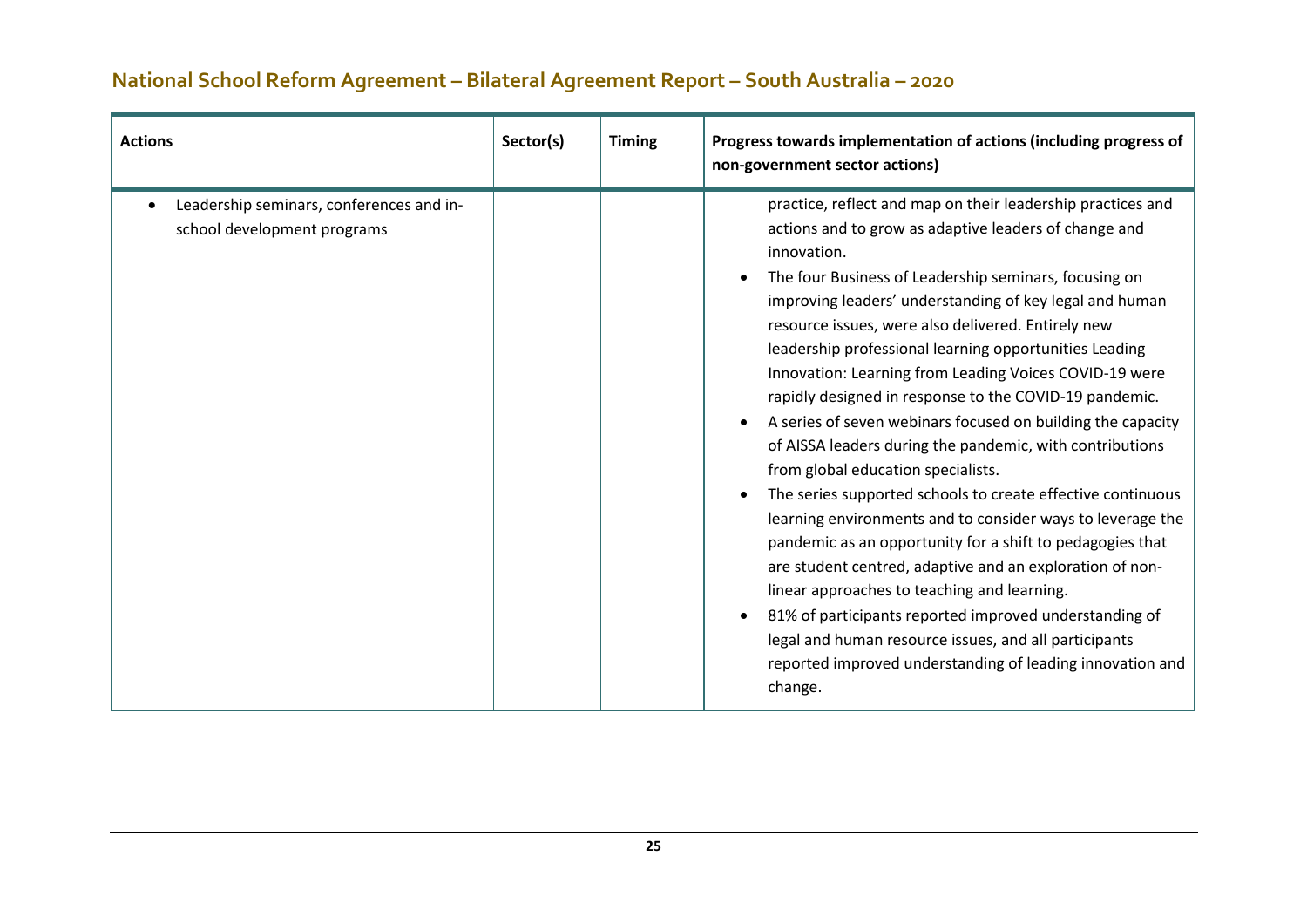## National School Reform Agreement – Bilateral Agreement Report – South Australia – 2020

| Actions | Sector(s) | Timing | Progress towards implementation of actions (including progress of non-government sector actions) |
|---|---|---|---|
| • Leadership seminars, conferences and in-school development programs | | | practice, reflect and map on their leadership practices and actions and to grow as adaptive leaders of change and innovation.<br>• The four Business of Leadership seminars, focusing on improving leaders' understanding of key legal and human resource issues, were also delivered. Entirely new leadership professional learning opportunities Leading Innovation: Learning from Leading Voices COVID-19 were rapidly designed in response to the COVID-19 pandemic.<br>• A series of seven webinars focused on building the capacity of AISSA leaders during the pandemic, with contributions from global education specialists.<br>• The series supported schools to create effective continuous learning environments and to consider ways to leverage the pandemic as an opportunity for a shift to pedagogies that are student centred, adaptive and an exploration of non-linear approaches to teaching and learning.<br>• 81% of participants reported improved understanding of legal and human resource issues, and all participants reported improved understanding of leading innovation and change. |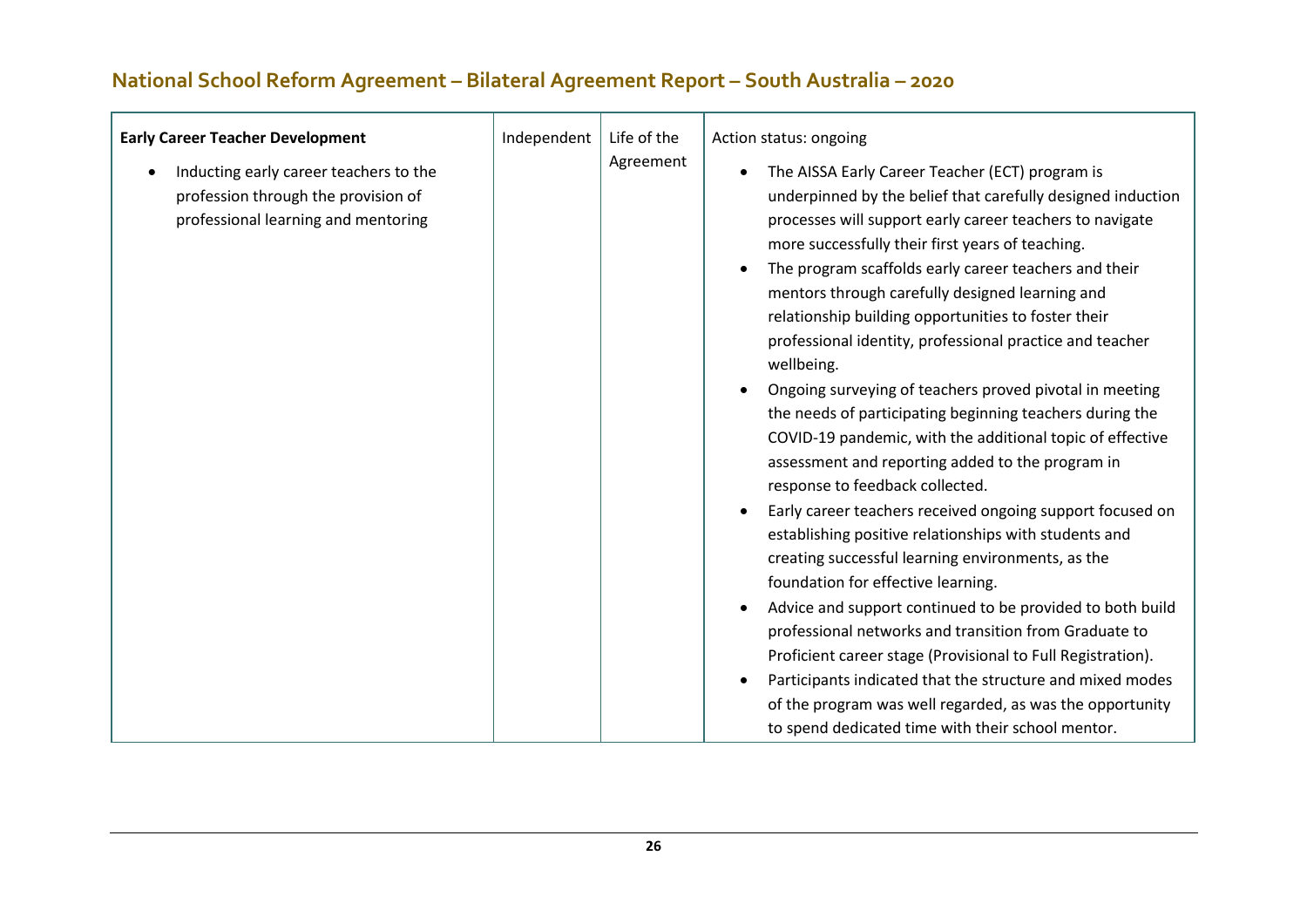| **Early Career Teacher Development**<br>• Inducting early career teachers to the profession through the provision of professional learning and mentoring | Independent | Life of the Agreement | Action status: ongoing<br>• The AISSA Early Career Teacher (ECT) program is underpinned by the belief that carefully designed induction processes will support early career teachers to navigate more successfully their first years of teaching.<br>• The program scaffolds early career teachers and their mentors through carefully designed learning and relationship building opportunities to foster their professional identity, professional practice and teacher wellbeing.<br>• Ongoing surveying of teachers proved pivotal in meeting the needs of participating beginning teachers during the COVID-19 pandemic, with the additional topic of effective assessment and reporting added to the program in response to feedback collected.<br>• Early career teachers received ongoing support focused on establishing positive relationships with students and creating successful learning environments, as the foundation for effective learning.<br>• Advice and support continued to be provided to both build professional networks and transition from Graduate to Proficient career stage (Provisional to Full Registration).<br>• Participants indicated that the structure and mixed modes of the program was well regarded, as was the opportunity to spend dedicated time with their school mentor. |
|---|---|---|---|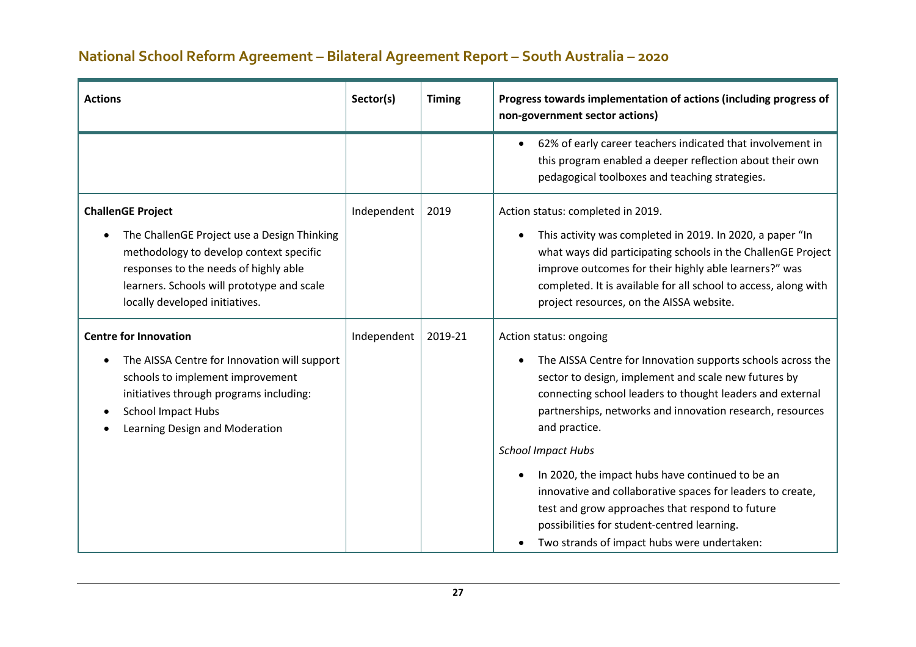## National School Reform Agreement – Bilateral Agreement Report – South Australia – 2020

| Actions | Sector(s) | Timing | Progress towards implementation of actions (including progress of non-government sector actions) |
| --- | --- | --- | --- |
| | | | • 62% of early career teachers indicated that involvement in this program enabled a deeper reflection about their own pedagogical toolboxes and teaching strategies. |
| **ChallenGE Project**<br>• The ChallenGE Project use a Design Thinking methodology to develop context specific responses to the needs of highly able learners. Schools will prototype and scale locally developed initiatives. | Independent | 2019 | Action status: completed in 2019.<br>• This activity was completed in 2019. In 2020, a paper "In what ways did participating schools in the ChallenGE Project improve outcomes for their highly able learners?" was completed. It is available for all school to access, along with project resources, on the AISSA website. |
| **Centre for Innovation**<br>• The AISSA Centre for Innovation will support schools to implement improvement initiatives through programs including:<br>• School Impact Hubs<br>• Learning Design and Moderation | Independent | 2019-21 | Action status: ongoing<br>• The AISSA Centre for Innovation supports schools across the sector to design, implement and scale new futures by connecting school leaders to thought leaders and external partnerships, networks and innovation research, resources and practice.<br>*School Impact Hubs*<br>• In 2020, the impact hubs have continued to be an innovative and collaborative spaces for leaders to create, test and grow approaches that respond to future possibilities for student-centred learning.<br>• Two strands of impact hubs were undertaken: |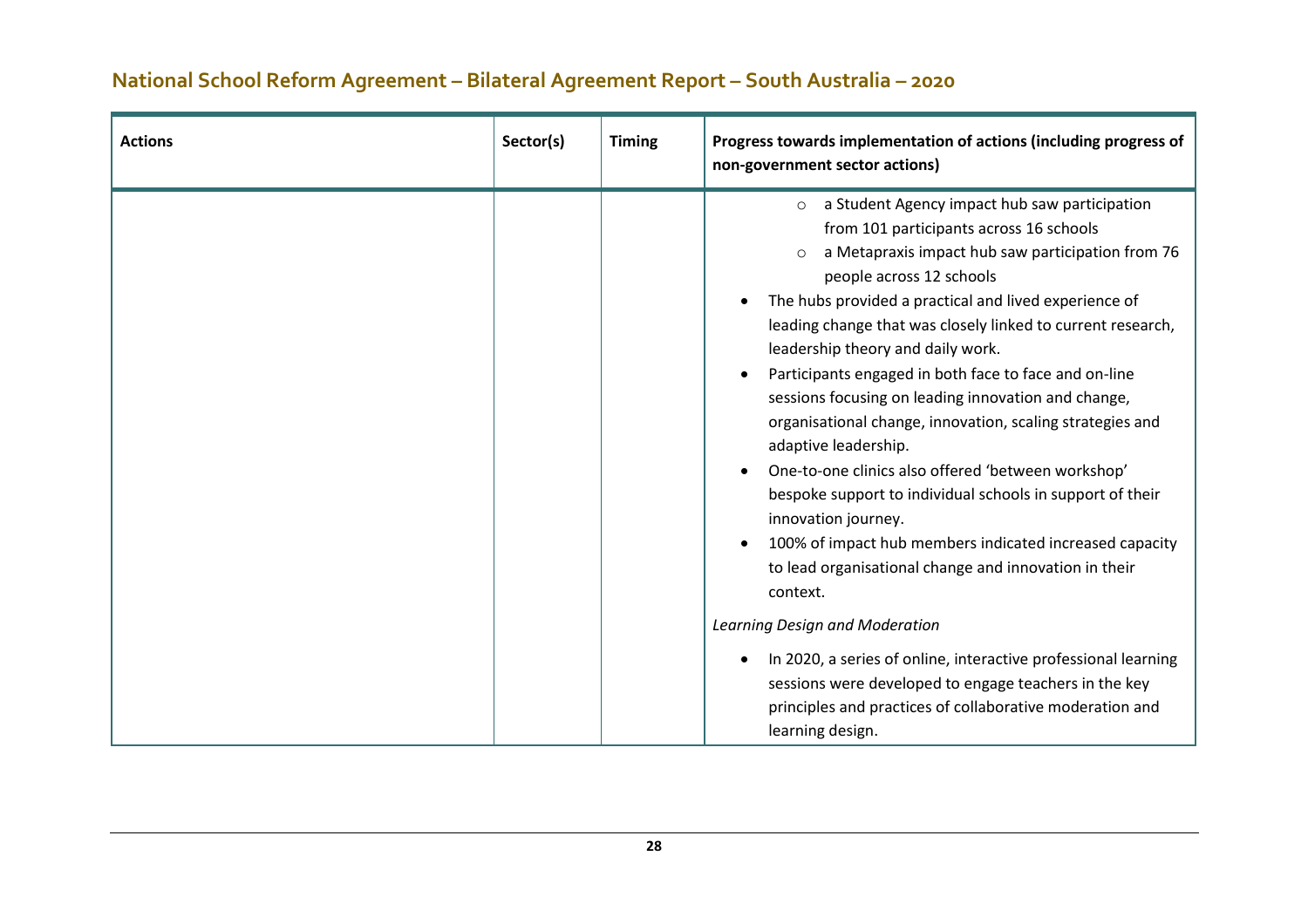| Actions | Sector(s) | Timing | Progress towards implementation of actions (including progress of non-government sector actions) |
|---|---|---|---|
| | | | ◦ a Student Agency impact hub saw participation from 101 participants across 16 schools<br>◦ a Metapraxis impact hub saw participation from 76 people across 12 schools<br>• The hubs provided a practical and lived experience of leading change that was closely linked to current research, leadership theory and daily work.<br>• Participants engaged in both face to face and on-line sessions focusing on leading innovation and change, organisational change, innovation, scaling strategies and adaptive leadership.<br>• One-to-one clinics also offered 'between workshop' bespoke support to individual schools in support of their innovation journey.<br>• 100% of impact hub members indicated increased capacity to lead organisational change and innovation in their context.<br><br>*Learning Design and Moderation*<br><br>• In 2020, a series of online, interactive professional learning sessions were developed to engage teachers in the key principles and practices of collaborative moderation and learning design. |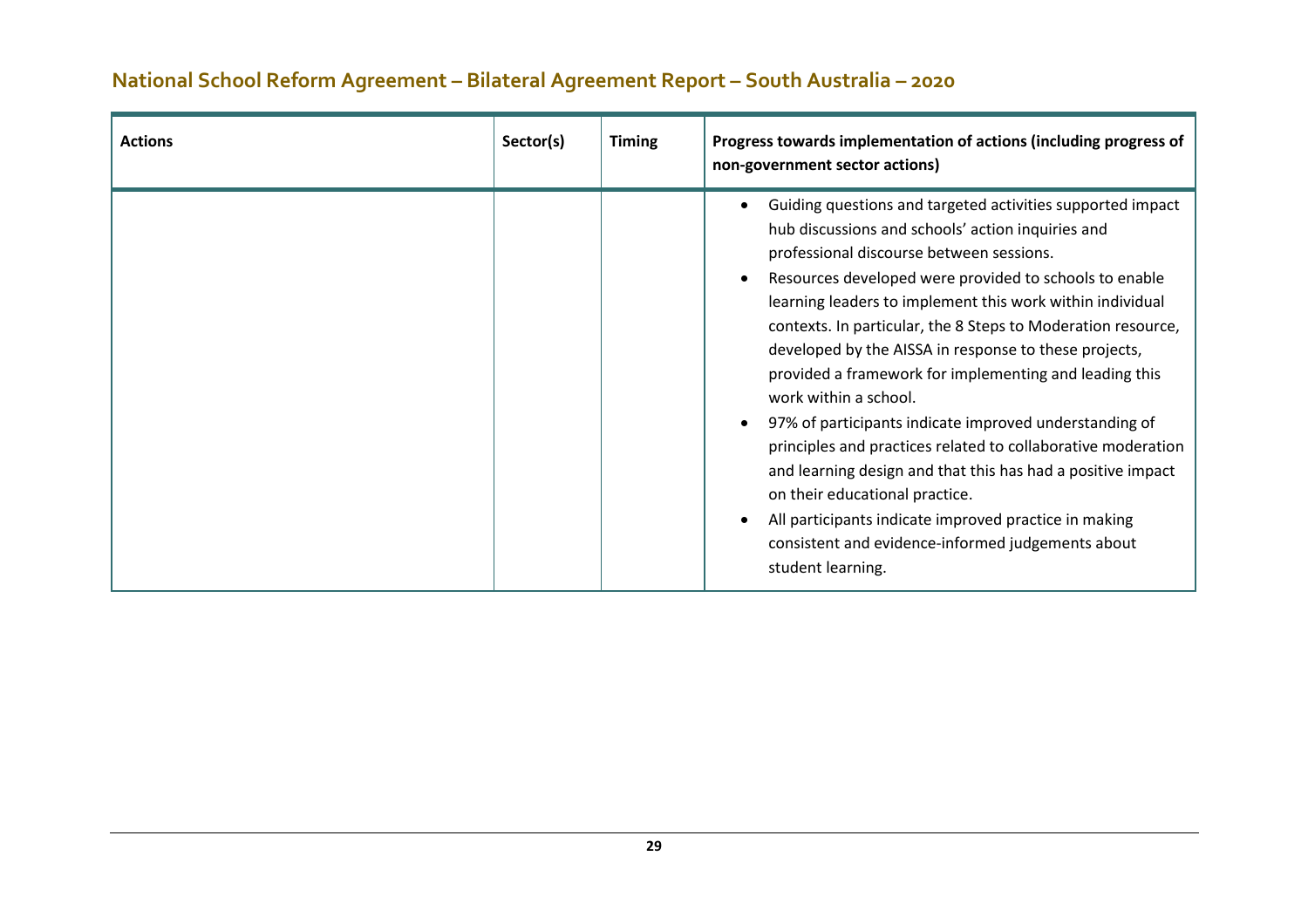## National School Reform Agreement – Bilateral Agreement Report – South Australia – 2020

| Actions | Sector(s) | Timing | Progress towards implementation of actions (including progress of non-government sector actions) |
|---|---|---|---|
| | | | • Guiding questions and targeted activities supported impact hub discussions and schools' action inquiries and professional discourse between sessions.<br>• Resources developed were provided to schools to enable learning leaders to implement this work within individual contexts. In particular, the 8 Steps to Moderation resource, developed by the AISSA in response to these projects, provided a framework for implementing and leading this work within a school.<br>• 97% of participants indicate improved understanding of principles and practices related to collaborative moderation and learning design and that this has had a positive impact on their educational practice.<br>• All participants indicate improved practice in making consistent and evidence-informed judgements about student learning. |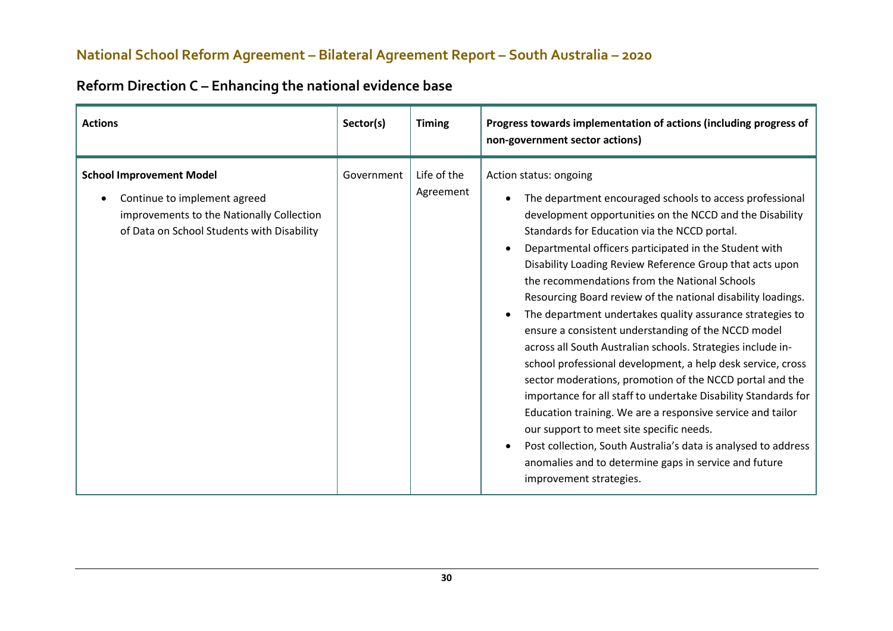## National School Reform Agreement – Bilateral Agreement Report – South Australia – 2020

## Reform Direction C – Enhancing the national evidence base

| Actions | Sector(s) | Timing | Progress towards implementation of actions (including progress of non-government sector actions) |
|---|---|---|---|
| **School Improvement Model**<br>• Continue to implement agreed improvements to the Nationally Collection of Data on School Students with Disability | Government | Life of the Agreement | Action status: ongoing<br>• The department encouraged schools to access professional development opportunities on the NCCD and the Disability Standards for Education via the NCCD portal.<br>• Departmental officers participated in the Student with Disability Loading Review Reference Group that acts upon the recommendations from the National Schools Resourcing Board review of the national disability loadings.<br>• The department undertakes quality assurance strategies to ensure a consistent understanding of the NCCD model across all South Australian schools. Strategies include in-school professional development, a help desk service, cross sector moderations, promotion of the NCCD portal and the importance for all staff to undertake Disability Standards for Education training. We are a responsive service and tailor our support to meet site specific needs.<br>• Post collection, South Australia's data is analysed to address anomalies and to determine gaps in service and future improvement strategies. |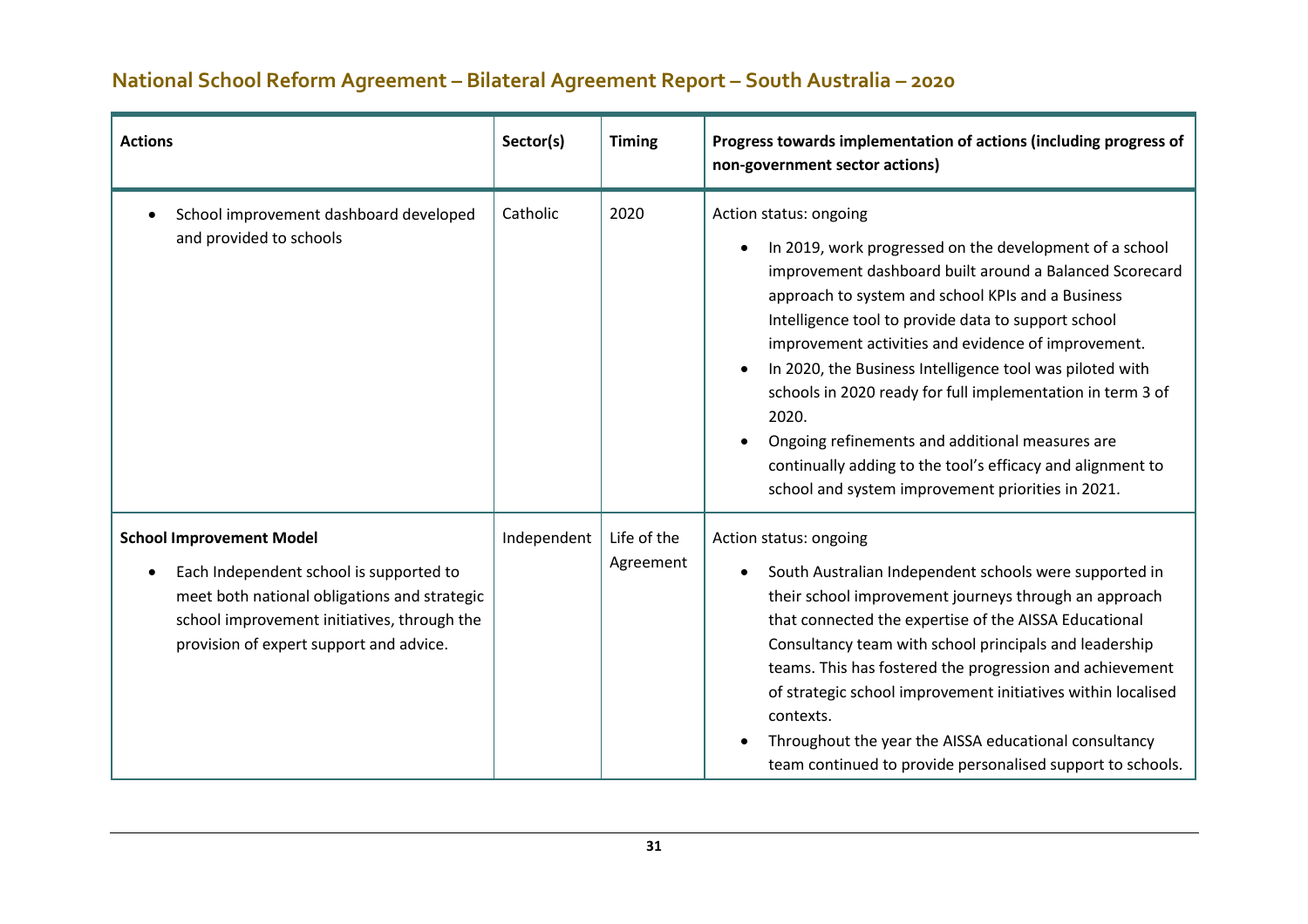## National School Reform Agreement – Bilateral Agreement Report – South Australia – 2020

| Actions | Sector(s) | Timing | Progress towards implementation of actions (including progress of non-government sector actions) |
|---|---|---|---|
| • School improvement dashboard developed and provided to schools | Catholic | 2020 | Action status: ongoing<br>• In 2019, work progressed on the development of a school improvement dashboard built around a Balanced Scorecard approach to system and school KPIs and a Business Intelligence tool to provide data to support school improvement activities and evidence of improvement.<br>• In 2020, the Business Intelligence tool was piloted with schools in 2020 ready for full implementation in term 3 of 2020.<br>• Ongoing refinements and additional measures are continually adding to the tool's efficacy and alignment to school and system improvement priorities in 2021. |
| **School Improvement Model**<br>• Each Independent school is supported to meet both national obligations and strategic school improvement initiatives, through the provision of expert support and advice. | Independent | Life of the Agreement | Action status: ongoing<br>• South Australian Independent schools were supported in their school improvement journeys through an approach that connected the expertise of the AISSA Educational Consultancy team with school principals and leadership teams. This has fostered the progression and achievement of strategic school improvement initiatives within localised contexts.<br>• Throughout the year the AISSA educational consultancy team continued to provide personalised support to schools. |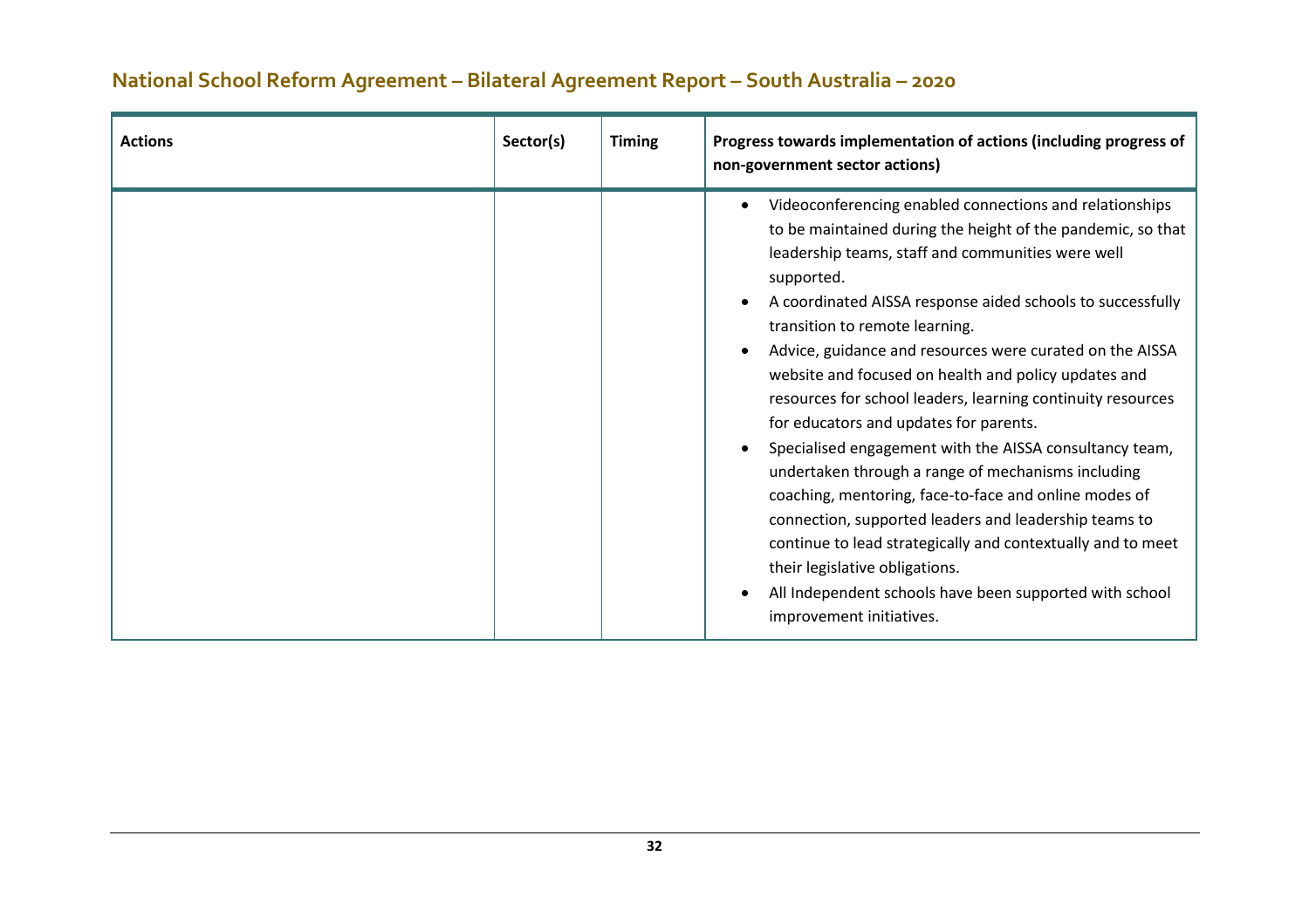| Actions | Sector(s) | Timing | Progress towards implementation of actions (including progress of non-government sector actions) |
|---|---|---|---|
| | | | • Videoconferencing enabled connections and relationships to be maintained during the height of the pandemic, so that leadership teams, staff and communities were well supported.<br>• A coordinated AISSA response aided schools to successfully transition to remote learning.<br>• Advice, guidance and resources were curated on the AISSA website and focused on health and policy updates and resources for school leaders, learning continuity resources for educators and updates for parents.<br>• Specialised engagement with the AISSA consultancy team, undertaken through a range of mechanisms including coaching, mentoring, face-to-face and online modes of connection, supported leaders and leadership teams to continue to lead strategically and contextually and to meet their legislative obligations.<br>• All Independent schools have been supported with school improvement initiatives. |